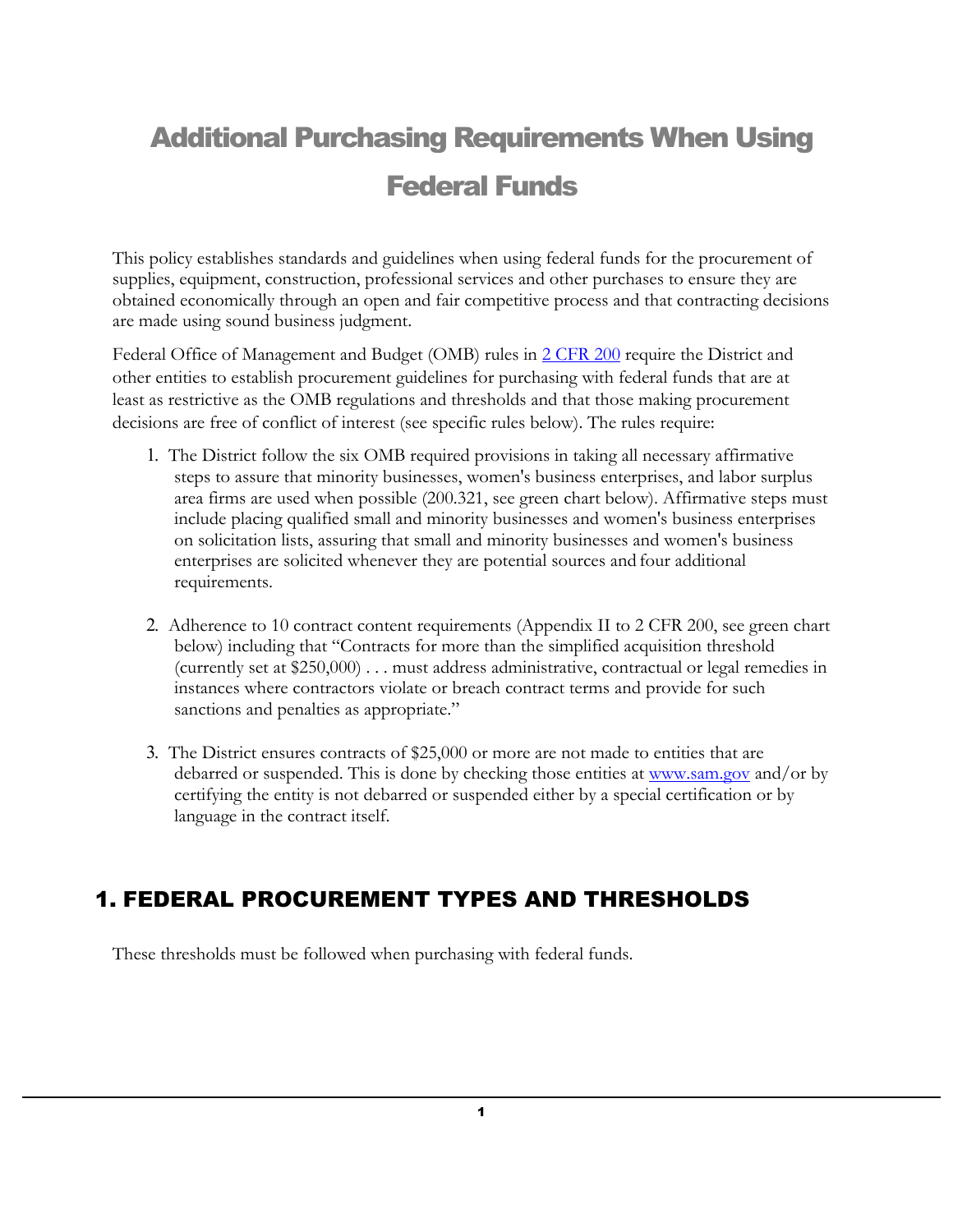# Additional Purchasing Requirements When Using Federal Funds

This policy establishes standards and guidelines when using federal funds for the procurement of supplies, equipment, construction, professional services and other purchases to ensure they are obtained economically through an open and fair competitive process and that contracting decisions are made using sound business judgment.

Federal Office of Management and Budget (OMB) rules in [2 CFR 200](#) require the District and other entities to establish procurement guidelines for purchasing with federal funds that are at least as restrictive as the OMB regulations and thresholds and that those making procurement decisions are free of conflict of interest (see specific rules below). The rules require:

1. The District follow the six OMB required provisions in taking all necessary affirmative steps to assure that minority businesses, women's business enterprises, and labor surplus area firms are used when possible (200.321, see green chart below). Affirmative steps must include placing qualified small and minority businesses and women's business enterprises on solicitation lists, assuring that small and minority businesses and women's business enterprises are solicited whenever they are potential sources and four additional requirements.

2. Adherence to 10 contract content requirements (Appendix II to 2 CFR 200, see green chart below) including that "Contracts for more than the simplified acquisition threshold (currently set at $250,000) . . . must address administrative, contractual or legal remedies in instances where contractors violate or breach contract terms and provide for such sanctions and penalties as appropriate."

3. The District ensures contracts of $25,000 or more are not made to entities that are debarred or suspended. This is done by checking those entities at [www.sam.gov](http://www.sam.gov) and/or by certifying the entity is not debarred or suspended either by a special certification or by language in the contract itself.

## 1. FEDERAL PROCUREMENT TYPES AND THRESHOLDS

These thresholds must be followed when purchasing with federal funds.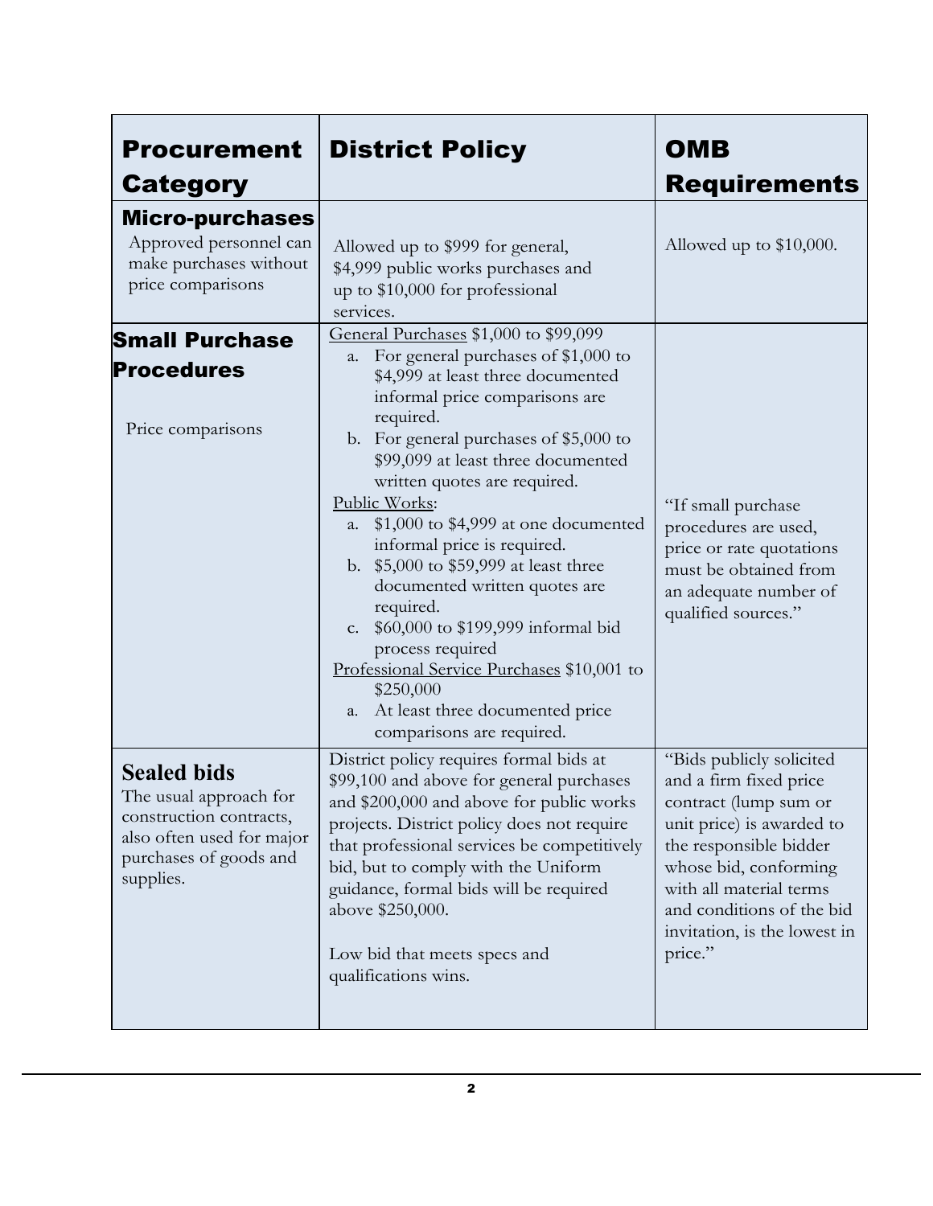| Procurement Category | District Policy | OMB Requirements |
|---|---|---|
| **Micro-purchases**<br>Approved personnel can make purchases without price comparisons | Allowed up to $999 for general, $4,999 public works purchases and up to $10,000 for professional services. | Allowed up to $10,000. |
| **Small Purchase Procedures**<br><br>Price comparisons | <u>General Purchases</u> $1,000 to $99,099<br>a. For general purchases of $1,000 to $4,999 at least three documented informal price comparisons are required.<br>b. For general purchases of $5,000 to $99,099 at least three documented written quotes are required.<br><u>Public Works</u>:<br>a. $1,000 to $4,999 at one documented informal price is required.<br>b. $5,000 to $59,999 at least three documented written quotes are required.<br>c. $60,000 to $199,999 informal bid process required<br><u>Professional Service Purchases</u> $10,001 to $250,000<br>a. At least three documented price comparisons are required. | "If small purchase procedures are used, price or rate quotations must be obtained from an adequate number of qualified sources." |
| **Sealed bids**<br>The usual approach for construction contracts, also often used for major purchases of goods and supplies. | District policy requires formal bids at $99,100 and above for general purchases and $200,000 and above for public works projects. District policy does not require that professional services be competitively bid, but to comply with the Uniform guidance, formal bids will be required above $250,000.<br><br>Low bid that meets specs and qualifications wins. | "Bids publicly solicited and a firm fixed price contract (lump sum or unit price) is awarded to the responsible bidder whose bid, conforming with all material terms and conditions of the bid invitation, is the lowest in price." |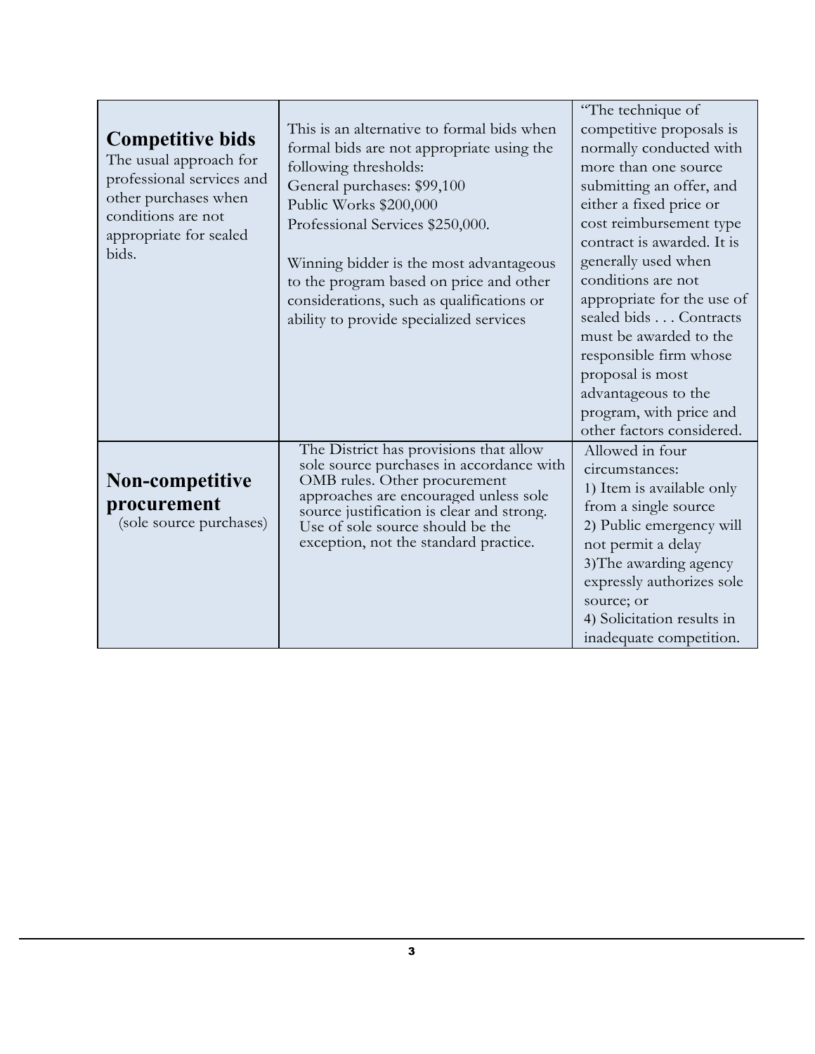| | | |
|---|---|---|
| **Competitive bids**<br>The usual approach for professional services and other purchases when conditions are not appropriate for sealed bids. | This is an alternative to formal bids when formal bids are not appropriate using the following thresholds:<br>General purchases: $99,100<br>Public Works $200,000<br>Professional Services $250,000.<br><br>Winning bidder is the most advantageous to the program based on price and other considerations, such as qualifications or ability to provide specialized services | "The technique of competitive proposals is normally conducted with more than one source submitting an offer, and either a fixed price or cost reimbursement type contract is awarded. It is generally used when conditions are not appropriate for the use of sealed bids . . . Contracts must be awarded to the responsible firm whose proposal is most advantageous to the program, with price and other factors considered. |
| **Non-competitive procurement**<br>(sole source purchases) | The District has provisions that allow sole source purchases in accordance with OMB rules. Other procurement approaches are encouraged unless sole source justification is clear and strong. Use of sole source should be the exception, not the standard practice. | Allowed in four circumstances:<br>1) Item is available only from a single source<br>2) Public emergency will not permit a delay<br>3)The awarding agency expressly authorizes sole source; or<br>4) Solicitation results in inadequate competition. |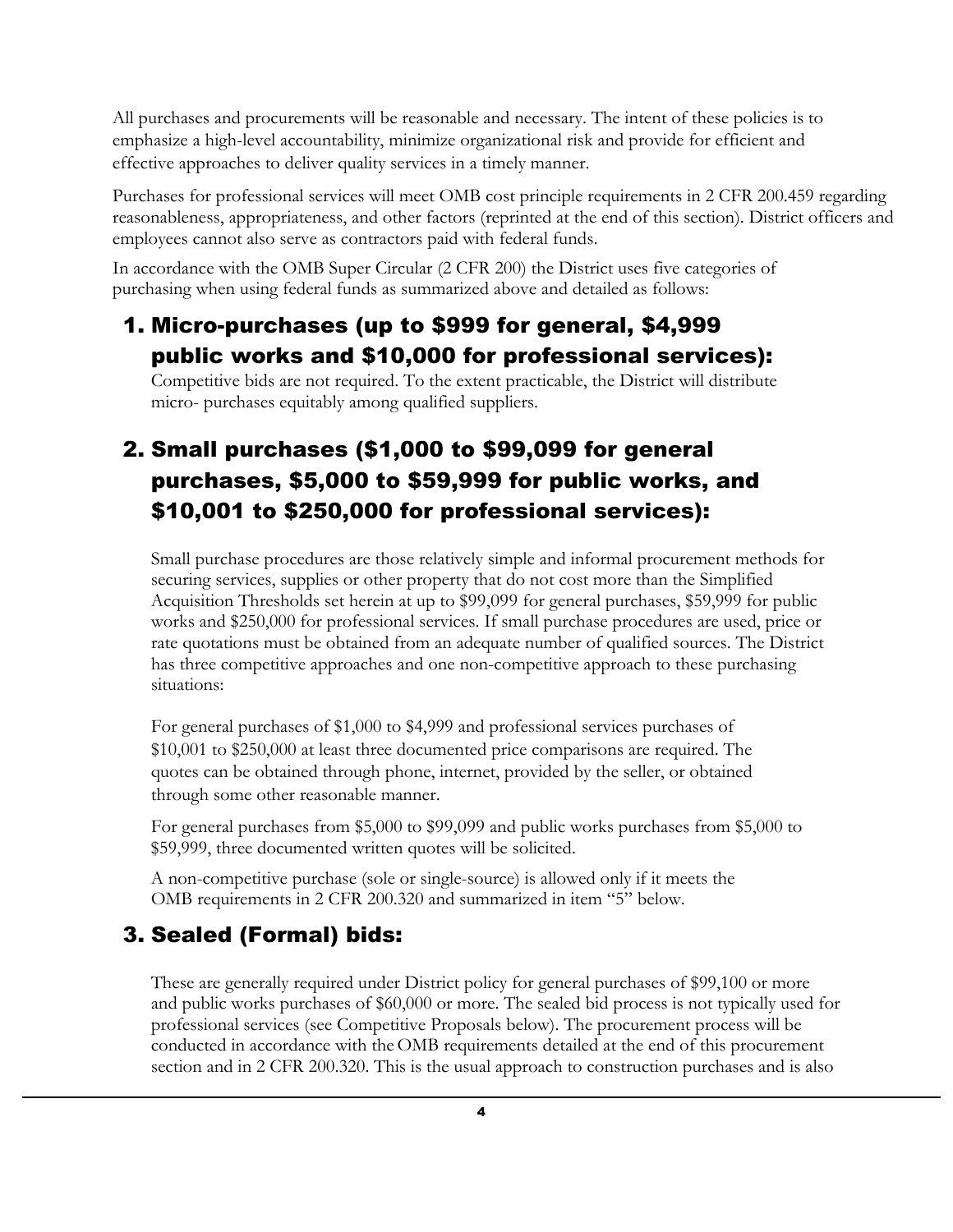All purchases and procurements will be reasonable and necessary. The intent of these policies is to emphasize a high-level accountability, minimize organizational risk and provide for efficient and effective approaches to deliver quality services in a timely manner.

Purchases for professional services will meet OMB cost principle requirements in 2 CFR 200.459 regarding reasonableness, appropriateness, and other factors (reprinted at the end of this section). District officers and employees cannot also serve as contractors paid with federal funds.

In accordance with the OMB Super Circular (2 CFR 200) the District uses five categories of purchasing when using federal funds as summarized above and detailed as follows:

## 1. Micro-purchases (up to $999 for general, $4,999 public works and $10,000 for professional services):

Competitive bids are not required. To the extent practicable, the District will distribute micro- purchases equitably among qualified suppliers.

## 2. Small purchases ($1,000 to $99,099 for general purchases, $5,000 to $59,999 for public works, and $10,001 to $250,000 for professional services):

Small purchase procedures are those relatively simple and informal procurement methods for securing services, supplies or other property that do not cost more than the Simplified Acquisition Thresholds set herein at up to $99,099 for general purchases, $59,999 for public works and $250,000 for professional services. If small purchase procedures are used, price or rate quotations must be obtained from an adequate number of qualified sources. The District has three competitive approaches and one non-competitive approach to these purchasing situations:

For general purchases of $1,000 to $4,999 and professional services purchases of $10,001 to $250,000 at least three documented price comparisons are required. The quotes can be obtained through phone, internet, provided by the seller, or obtained through some other reasonable manner.

For general purchases from $5,000 to $99,099 and public works purchases from $5,000 to $59,999, three documented written quotes will be solicited.

A non-competitive purchase (sole or single-source) is allowed only if it meets the OMB requirements in 2 CFR 200.320 and summarized in item "5" below.

## 3. Sealed (Formal) bids:

These are generally required under District policy for general purchases of $99,100 or more and public works purchases of $60,000 or more. The sealed bid process is not typically used for professional services (see Competitive Proposals below). The procurement process will be conducted in accordance with the OMB requirements detailed at the end of this procurement section and in 2 CFR 200.320. This is the usual approach to construction purchases and is also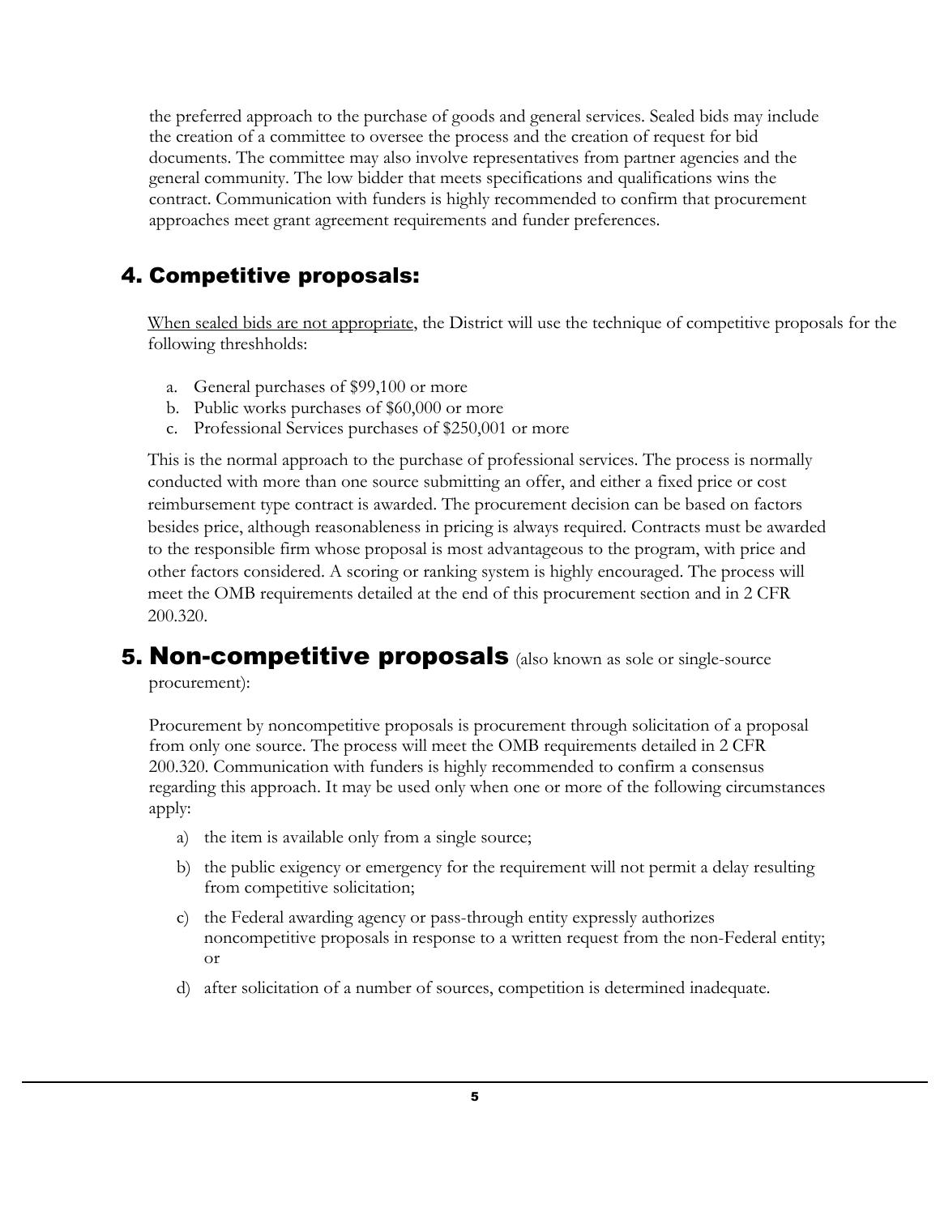the preferred approach to the purchase of goods and general services. Sealed bids may include the creation of a committee to oversee the process and the creation of request for bid documents. The committee may also involve representatives from partner agencies and the general community. The low bidder that meets specifications and qualifications wins the contract. Communication with funders is highly recommended to confirm that procurement approaches meet grant agreement requirements and funder preferences.

## 4. Competitive proposals:

When sealed bids are not appropriate, the District will use the technique of competitive proposals for the following threshholds:

a. General purchases of $99,100 or more
b. Public works purchases of $60,000 or more
c. Professional Services purchases of $250,001 or more

This is the normal approach to the purchase of professional services. The process is normally conducted with more than one source submitting an offer, and either a fixed price or cost reimbursement type contract is awarded. The procurement decision can be based on factors besides price, although reasonableness in pricing is always required. Contracts must be awarded to the responsible firm whose proposal is most advantageous to the program, with price and other factors considered. A scoring or ranking system is highly encouraged. The process will meet the OMB requirements detailed at the end of this procurement section and in 2 CFR 200.320.

## 5. Non-competitive proposals (also known as sole or single-source procurement):

Procurement by noncompetitive proposals is procurement through solicitation of a proposal from only one source. The process will meet the OMB requirements detailed in 2 CFR 200.320. Communication with funders is highly recommended to confirm a consensus regarding this approach. It may be used only when one or more of the following circumstances apply:

a) the item is available only from a single source;

b) the public exigency or emergency for the requirement will not permit a delay resulting from competitive solicitation;

c) the Federal awarding agency or pass-through entity expressly authorizes noncompetitive proposals in response to a written request from the non-Federal entity; or

d) after solicitation of a number of sources, competition is determined inadequate.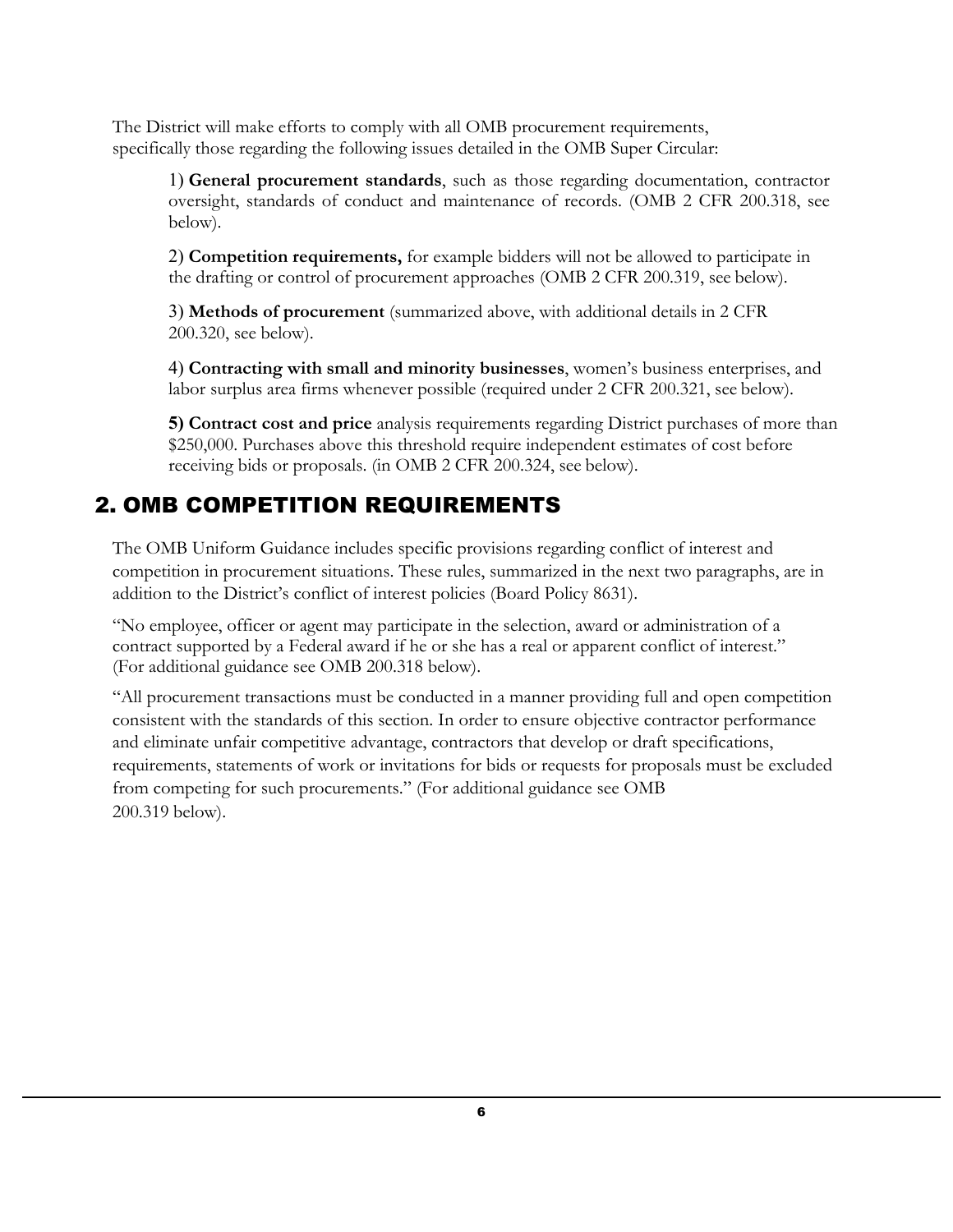The District will make efforts to comply with all OMB procurement requirements, specifically those regarding the following issues detailed in the OMB Super Circular:

1) **General procurement standards**, such as those regarding documentation, contractor oversight, standards of conduct and maintenance of records. (OMB 2 CFR 200.318, see below).

2) **Competition requirements,** for example bidders will not be allowed to participate in the drafting or control of procurement approaches (OMB 2 CFR 200.319, see below).

3) **Methods of procurement** (summarized above, with additional details in 2 CFR 200.320, see below).

4) **Contracting with small and minority businesses**, women's business enterprises, and labor surplus area firms whenever possible (required under 2 CFR 200.321, see below).

**5) Contract cost and price** analysis requirements regarding District purchases of more than $250,000. Purchases above this threshold require independent estimates of cost before receiving bids or proposals. (in OMB 2 CFR 200.324, see below).

## 2. OMB COMPETITION REQUIREMENTS

The OMB Uniform Guidance includes specific provisions regarding conflict of interest and competition in procurement situations. These rules, summarized in the next two paragraphs, are in addition to the District's conflict of interest policies (Board Policy 8631).

"No employee, officer or agent may participate in the selection, award or administration of a contract supported by a Federal award if he or she has a real or apparent conflict of interest." (For additional guidance see OMB 200.318 below).

"All procurement transactions must be conducted in a manner providing full and open competition consistent with the standards of this section. In order to ensure objective contractor performance and eliminate unfair competitive advantage, contractors that develop or draft specifications, requirements, statements of work or invitations for bids or requests for proposals must be excluded from competing for such procurements." (For additional guidance see OMB 200.319 below).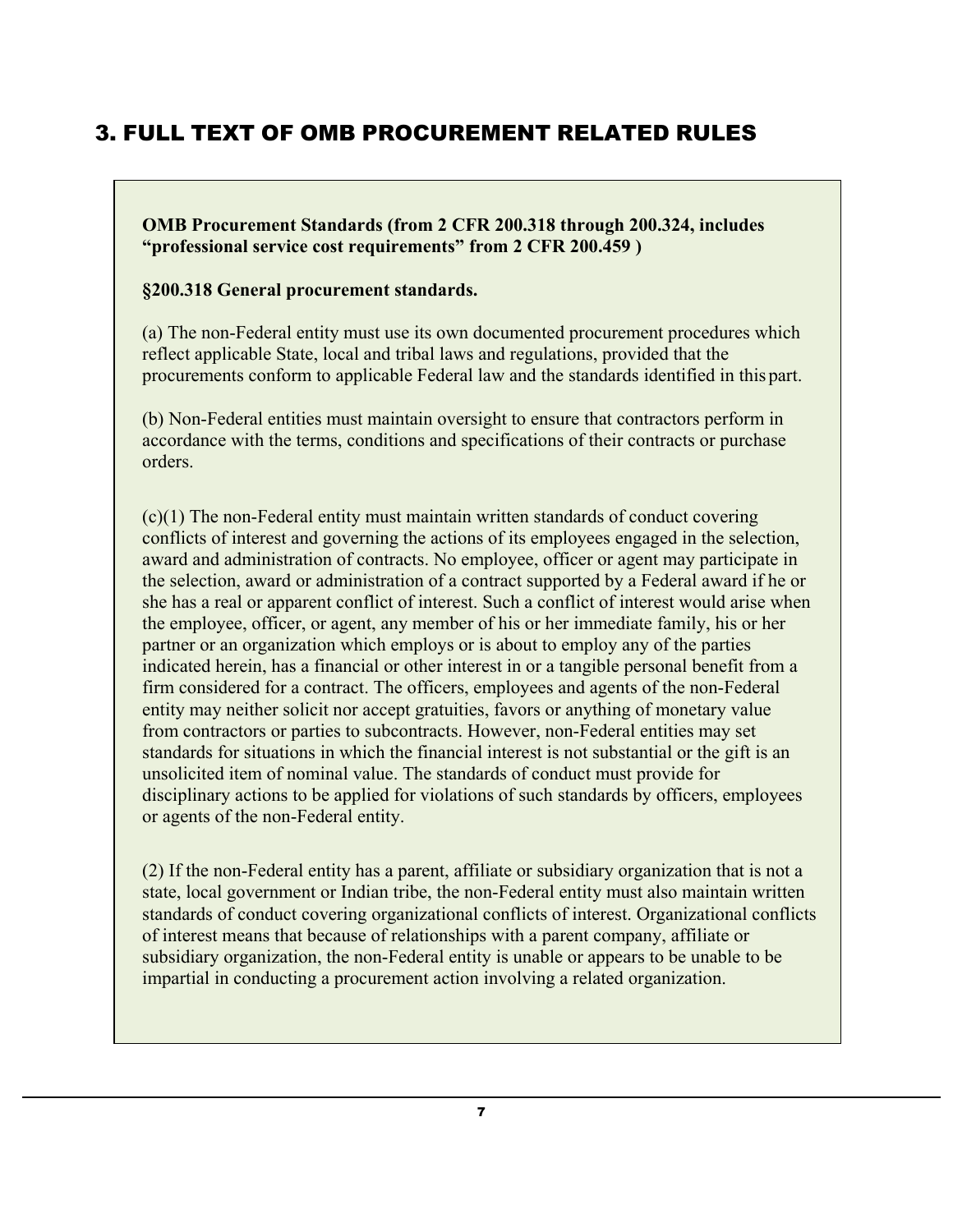## 3. FULL TEXT OF OMB PROCUREMENT RELATED RULES

**OMB Procurement Standards (from 2 CFR 200.318 through 200.324, includes "professional service cost requirements" from 2 CFR 200.459 )**

**§200.318 General procurement standards.**

(a) The non-Federal entity must use its own documented procurement procedures which reflect applicable State, local and tribal laws and regulations, provided that the procurements conform to applicable Federal law and the standards identified in this part.

(b) Non-Federal entities must maintain oversight to ensure that contractors perform in accordance with the terms, conditions and specifications of their contracts or purchase orders.

(c)(1) The non-Federal entity must maintain written standards of conduct covering conflicts of interest and governing the actions of its employees engaged in the selection, award and administration of contracts. No employee, officer or agent may participate in the selection, award or administration of a contract supported by a Federal award if he or she has a real or apparent conflict of interest. Such a conflict of interest would arise when the employee, officer, or agent, any member of his or her immediate family, his or her partner or an organization which employs or is about to employ any of the parties indicated herein, has a financial or other interest in or a tangible personal benefit from a firm considered for a contract. The officers, employees and agents of the non-Federal entity may neither solicit nor accept gratuities, favors or anything of monetary value from contractors or parties to subcontracts. However, non-Federal entities may set standards for situations in which the financial interest is not substantial or the gift is an unsolicited item of nominal value. The standards of conduct must provide for disciplinary actions to be applied for violations of such standards by officers, employees or agents of the non-Federal entity.

(2) If the non-Federal entity has a parent, affiliate or subsidiary organization that is not a state, local government or Indian tribe, the non-Federal entity must also maintain written standards of conduct covering organizational conflicts of interest. Organizational conflicts of interest means that because of relationships with a parent company, affiliate or subsidiary organization, the non-Federal entity is unable or appears to be unable to be impartial in conducting a procurement action involving a related organization.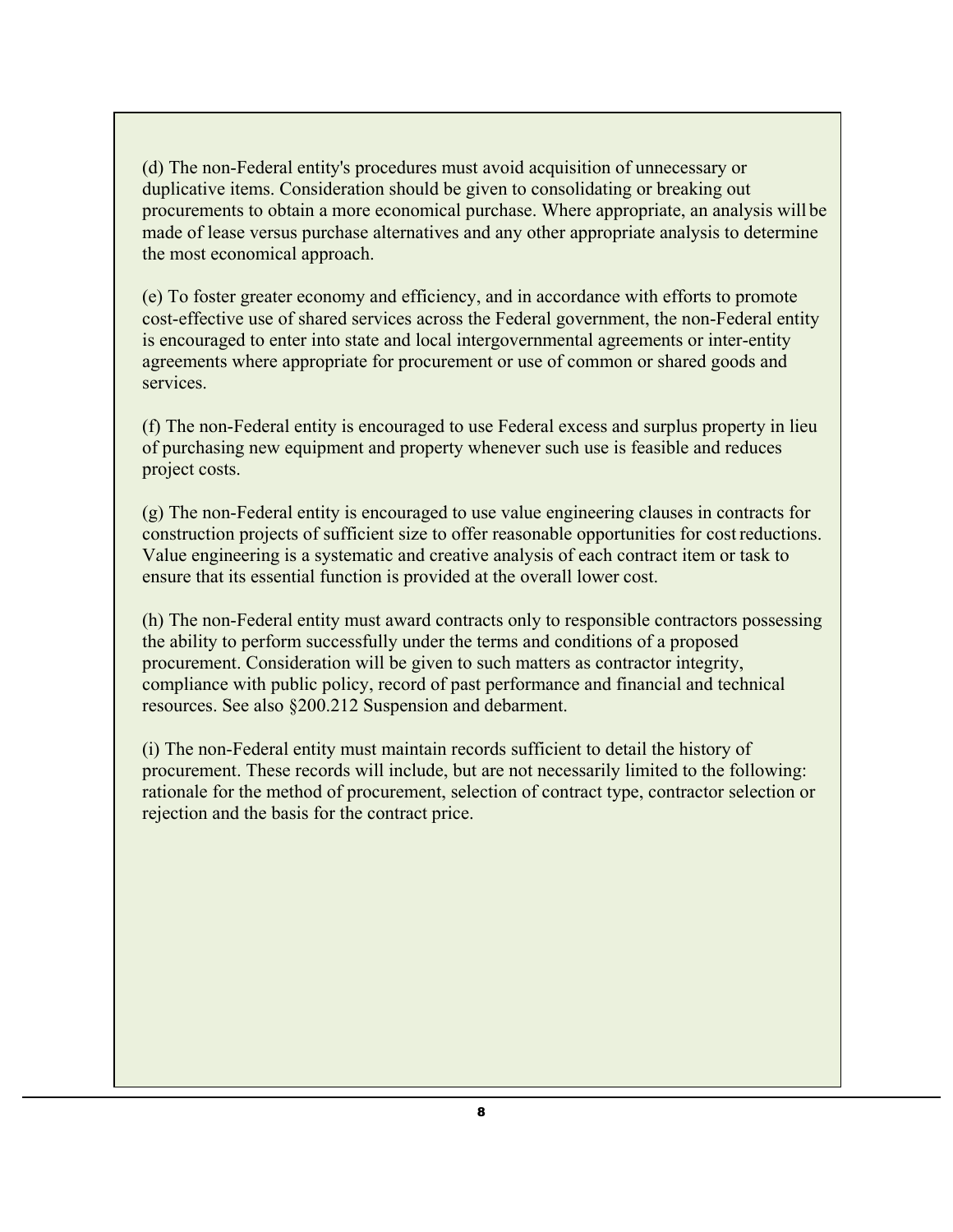(d) The non-Federal entity's procedures must avoid acquisition of unnecessary or duplicative items. Consideration should be given to consolidating or breaking out procurements to obtain a more economical purchase. Where appropriate, an analysis will be made of lease versus purchase alternatives and any other appropriate analysis to determine the most economical approach.

(e) To foster greater economy and efficiency, and in accordance with efforts to promote cost-effective use of shared services across the Federal government, the non-Federal entity is encouraged to enter into state and local intergovernmental agreements or inter-entity agreements where appropriate for procurement or use of common or shared goods and services.

(f) The non-Federal entity is encouraged to use Federal excess and surplus property in lieu of purchasing new equipment and property whenever such use is feasible and reduces project costs.

(g) The non-Federal entity is encouraged to use value engineering clauses in contracts for construction projects of sufficient size to offer reasonable opportunities for cost reductions. Value engineering is a systematic and creative analysis of each contract item or task to ensure that its essential function is provided at the overall lower cost.

(h) The non-Federal entity must award contracts only to responsible contractors possessing the ability to perform successfully under the terms and conditions of a proposed procurement. Consideration will be given to such matters as contractor integrity, compliance with public policy, record of past performance and financial and technical resources. See also §200.212 Suspension and debarment.

(i) The non-Federal entity must maintain records sufficient to detail the history of procurement. These records will include, but are not necessarily limited to the following: rationale for the method of procurement, selection of contract type, contractor selection or rejection and the basis for the contract price.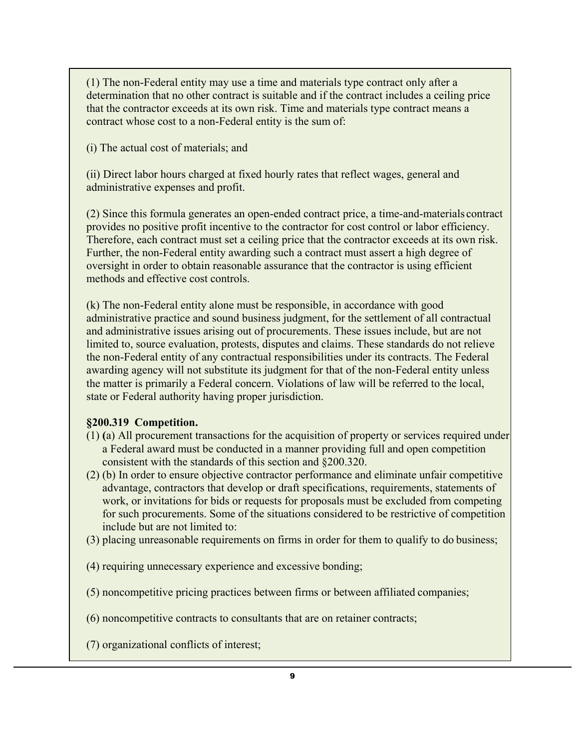(1) The non-Federal entity may use a time and materials type contract only after a determination that no other contract is suitable and if the contract includes a ceiling price that the contractor exceeds at its own risk. Time and materials type contract means a contract whose cost to a non-Federal entity is the sum of:

(i) The actual cost of materials; and

(ii) Direct labor hours charged at fixed hourly rates that reflect wages, general and administrative expenses and profit.

(2) Since this formula generates an open-ended contract price, a time-and-materials contract provides no positive profit incentive to the contractor for cost control or labor efficiency. Therefore, each contract must set a ceiling price that the contractor exceeds at its own risk. Further, the non-Federal entity awarding such a contract must assert a high degree of oversight in order to obtain reasonable assurance that the contractor is using efficient methods and effective cost controls.

(k) The non-Federal entity alone must be responsible, in accordance with good administrative practice and sound business judgment, for the settlement of all contractual and administrative issues arising out of procurements. These issues include, but are not limited to, source evaluation, protests, disputes and claims. These standards do not relieve the non-Federal entity of any contractual responsibilities under its contracts. The Federal awarding agency will not substitute its judgment for that of the non-Federal entity unless the matter is primarily a Federal concern. Violations of law will be referred to the local, state or Federal authority having proper jurisdiction.

**§200.319 Competition.**

(1) (a) All procurement transactions for the acquisition of property or services required under a Federal award must be conducted in a manner providing full and open competition consistent with the standards of this section and §200.320.

(2) (b) In order to ensure objective contractor performance and eliminate unfair competitive advantage, contractors that develop or draft specifications, requirements, statements of work, or invitations for bids or requests for proposals must be excluded from competing for such procurements. Some of the situations considered to be restrictive of competition include but are not limited to:

(3) placing unreasonable requirements on firms in order for them to qualify to do business;

(4) requiring unnecessary experience and excessive bonding;

(5) noncompetitive pricing practices between firms or between affiliated companies;

(6) noncompetitive contracts to consultants that are on retainer contracts;

(7) organizational conflicts of interest;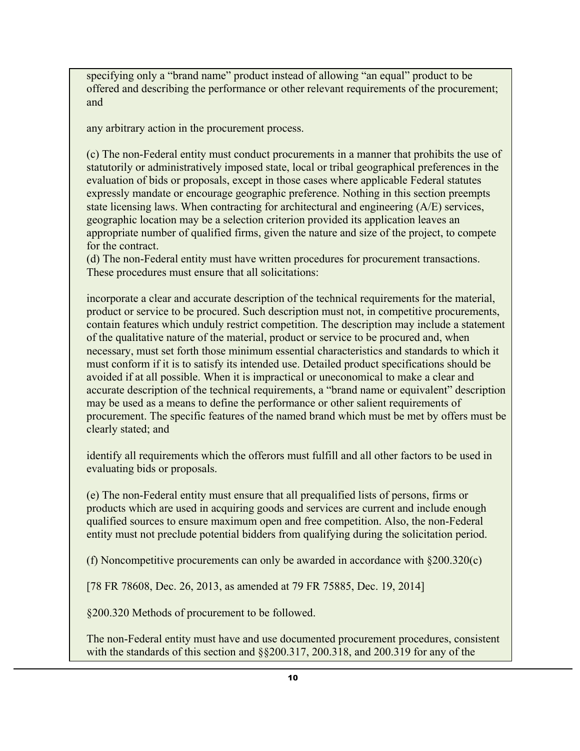specifying only a "brand name" product instead of allowing "an equal" product to be offered and describing the performance or other relevant requirements of the procurement; and

any arbitrary action in the procurement process.

(c) The non-Federal entity must conduct procurements in a manner that prohibits the use of statutorily or administratively imposed state, local or tribal geographical preferences in the evaluation of bids or proposals, except in those cases where applicable Federal statutes expressly mandate or encourage geographic preference. Nothing in this section preempts state licensing laws. When contracting for architectural and engineering (A/E) services, geographic location may be a selection criterion provided its application leaves an appropriate number of qualified firms, given the nature and size of the project, to compete for the contract.

(d) The non-Federal entity must have written procedures for procurement transactions. These procedures must ensure that all solicitations:

incorporate a clear and accurate description of the technical requirements for the material, product or service to be procured. Such description must not, in competitive procurements, contain features which unduly restrict competition. The description may include a statement of the qualitative nature of the material, product or service to be procured and, when necessary, must set forth those minimum essential characteristics and standards to which it must conform if it is to satisfy its intended use. Detailed product specifications should be avoided if at all possible. When it is impractical or uneconomical to make a clear and accurate description of the technical requirements, a "brand name or equivalent" description may be used as a means to define the performance or other salient requirements of procurement. The specific features of the named brand which must be met by offers must be clearly stated; and

identify all requirements which the offerors must fulfill and all other factors to be used in evaluating bids or proposals.

(e) The non-Federal entity must ensure that all prequalified lists of persons, firms or products which are used in acquiring goods and services are current and include enough qualified sources to ensure maximum open and free competition. Also, the non-Federal entity must not preclude potential bidders from qualifying during the solicitation period.

(f) Noncompetitive procurements can only be awarded in accordance with §200.320(c)

[78 FR 78608, Dec. 26, 2013, as amended at 79 FR 75885, Dec. 19, 2014]

§200.320 Methods of procurement to be followed.

The non-Federal entity must have and use documented procurement procedures, consistent with the standards of this section and §§200.317, 200.318, and 200.319 for any of the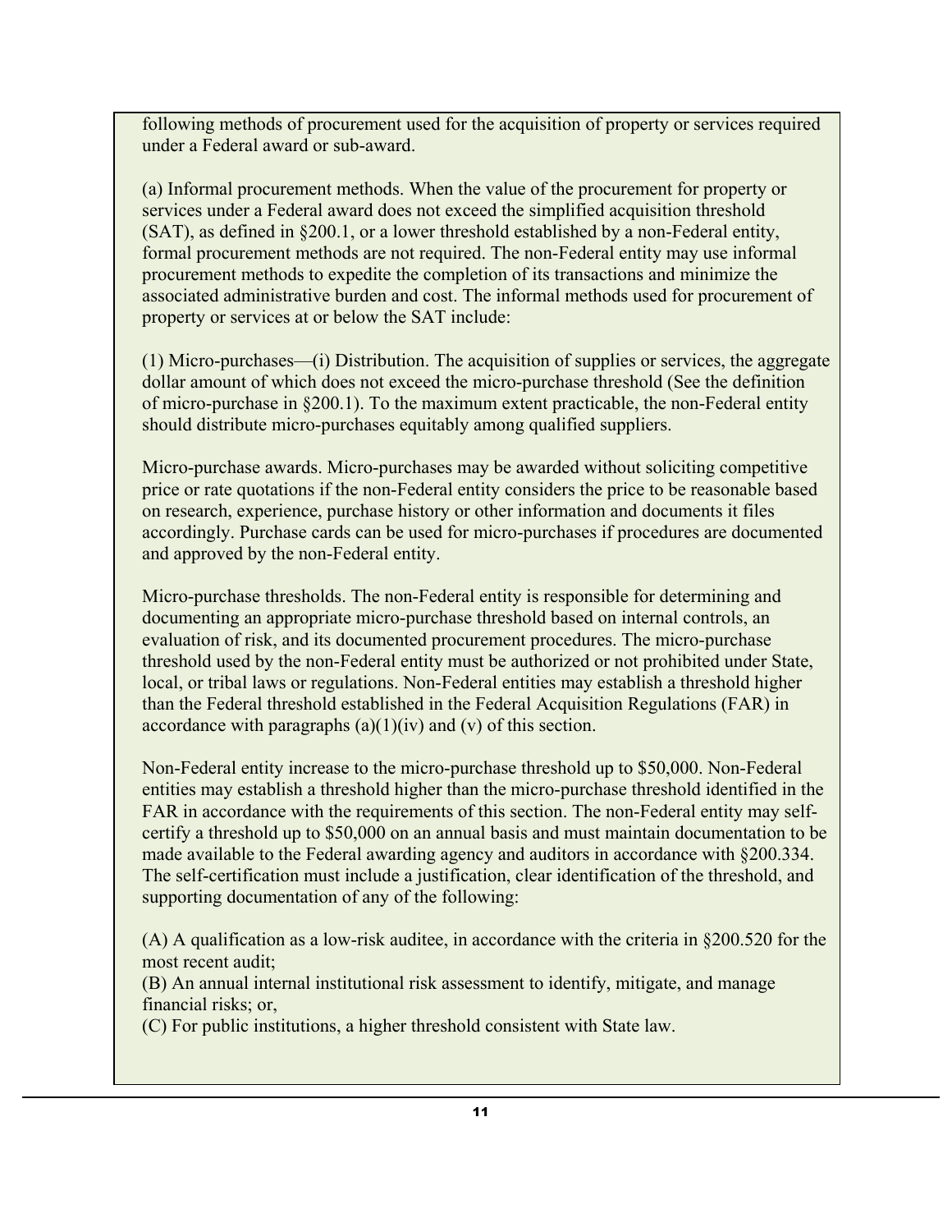following methods of procurement used for the acquisition of property or services required under a Federal award or sub-award.

(a) Informal procurement methods. When the value of the procurement for property or services under a Federal award does not exceed the simplified acquisition threshold (SAT), as defined in §200.1, or a lower threshold established by a non-Federal entity, formal procurement methods are not required. The non-Federal entity may use informal procurement methods to expedite the completion of its transactions and minimize the associated administrative burden and cost. The informal methods used for procurement of property or services at or below the SAT include:

(1) Micro-purchases—(i) Distribution. The acquisition of supplies or services, the aggregate dollar amount of which does not exceed the micro-purchase threshold (See the definition of micro-purchase in §200.1). To the maximum extent practicable, the non-Federal entity should distribute micro-purchases equitably among qualified suppliers.

Micro-purchase awards. Micro-purchases may be awarded without soliciting competitive price or rate quotations if the non-Federal entity considers the price to be reasonable based on research, experience, purchase history or other information and documents it files accordingly. Purchase cards can be used for micro-purchases if procedures are documented and approved by the non-Federal entity.

Micro-purchase thresholds. The non-Federal entity is responsible for determining and documenting an appropriate micro-purchase threshold based on internal controls, an evaluation of risk, and its documented procurement procedures. The micro-purchase threshold used by the non-Federal entity must be authorized or not prohibited under State, local, or tribal laws or regulations. Non-Federal entities may establish a threshold higher than the Federal threshold established in the Federal Acquisition Regulations (FAR) in accordance with paragraphs (a)(1)(iv) and (v) of this section.

Non-Federal entity increase to the micro-purchase threshold up to $50,000. Non-Federal entities may establish a threshold higher than the micro-purchase threshold identified in the FAR in accordance with the requirements of this section. The non-Federal entity may self-certify a threshold up to $50,000 on an annual basis and must maintain documentation to be made available to the Federal awarding agency and auditors in accordance with §200.334. The self-certification must include a justification, clear identification of the threshold, and supporting documentation of any of the following:

(A) A qualification as a low-risk auditee, in accordance with the criteria in §200.520 for the most recent audit;  
(B) An annual internal institutional risk assessment to identify, mitigate, and manage financial risks; or,  
(C) For public institutions, a higher threshold consistent with State law.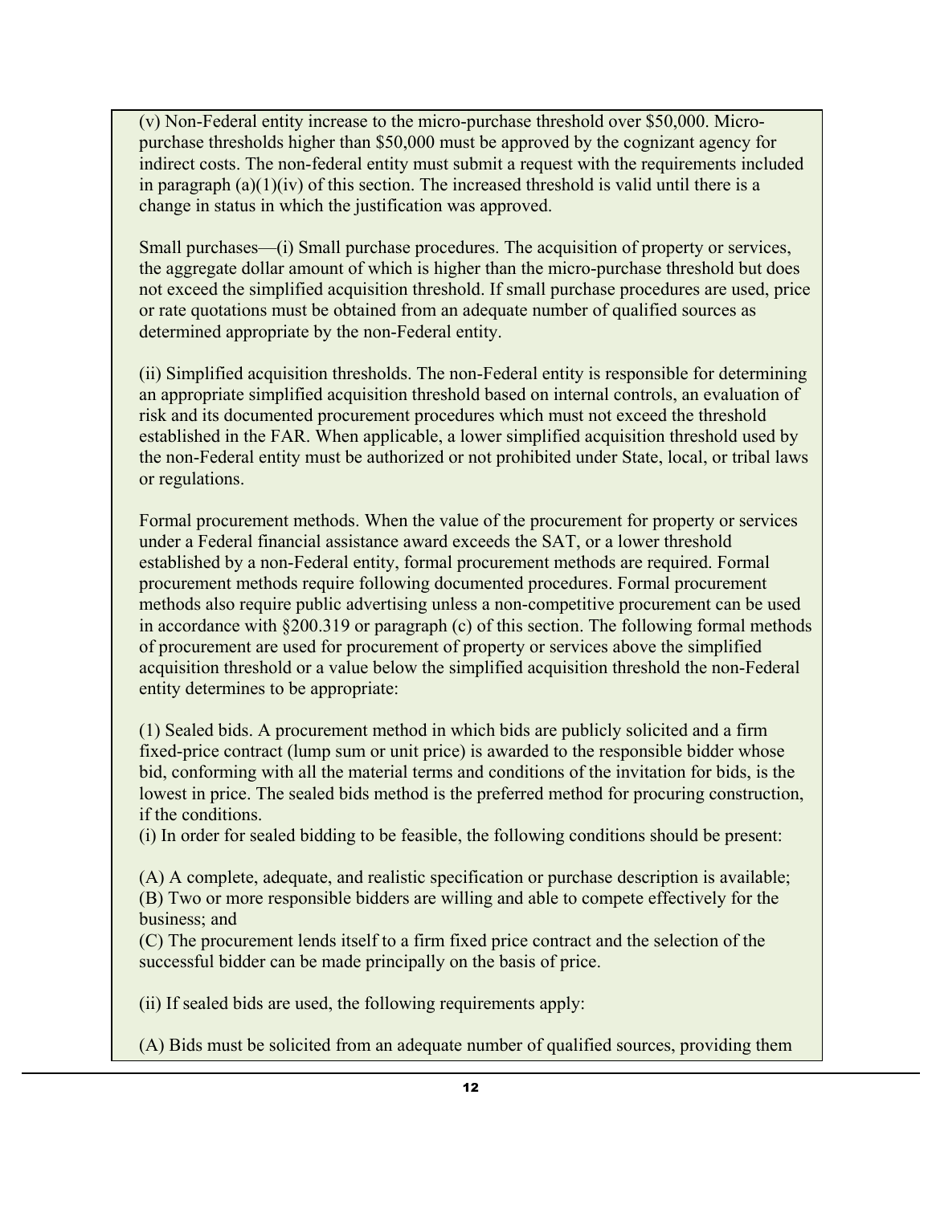(v) Non-Federal entity increase to the micro-purchase threshold over $50,000. Micro-purchase thresholds higher than $50,000 must be approved by the cognizant agency for indirect costs. The non-federal entity must submit a request with the requirements included in paragraph (a)(1)(iv) of this section. The increased threshold is valid until there is a change in status in which the justification was approved.

Small purchases—(i) Small purchase procedures. The acquisition of property or services, the aggregate dollar amount of which is higher than the micro-purchase threshold but does not exceed the simplified acquisition threshold. If small purchase procedures are used, price or rate quotations must be obtained from an adequate number of qualified sources as determined appropriate by the non-Federal entity.

(ii) Simplified acquisition thresholds. The non-Federal entity is responsible for determining an appropriate simplified acquisition threshold based on internal controls, an evaluation of risk and its documented procurement procedures which must not exceed the threshold established in the FAR. When applicable, a lower simplified acquisition threshold used by the non-Federal entity must be authorized or not prohibited under State, local, or tribal laws or regulations.

Formal procurement methods. When the value of the procurement for property or services under a Federal financial assistance award exceeds the SAT, or a lower threshold established by a non-Federal entity, formal procurement methods are required. Formal procurement methods require following documented procedures. Formal procurement methods also require public advertising unless a non-competitive procurement can be used in accordance with §200.319 or paragraph (c) of this section. The following formal methods of procurement are used for procurement of property or services above the simplified acquisition threshold or a value below the simplified acquisition threshold the non-Federal entity determines to be appropriate:

(1) Sealed bids. A procurement method in which bids are publicly solicited and a firm fixed-price contract (lump sum or unit price) is awarded to the responsible bidder whose bid, conforming with all the material terms and conditions of the invitation for bids, is the lowest in price. The sealed bids method is the preferred method for procuring construction, if the conditions.
(i) In order for sealed bidding to be feasible, the following conditions should be present:

(A) A complete, adequate, and realistic specification or purchase description is available;
(B) Two or more responsible bidders are willing and able to compete effectively for the business; and
(C) The procurement lends itself to a firm fixed price contract and the selection of the successful bidder can be made principally on the basis of price.

(ii) If sealed bids are used, the following requirements apply:

(A) Bids must be solicited from an adequate number of qualified sources, providing them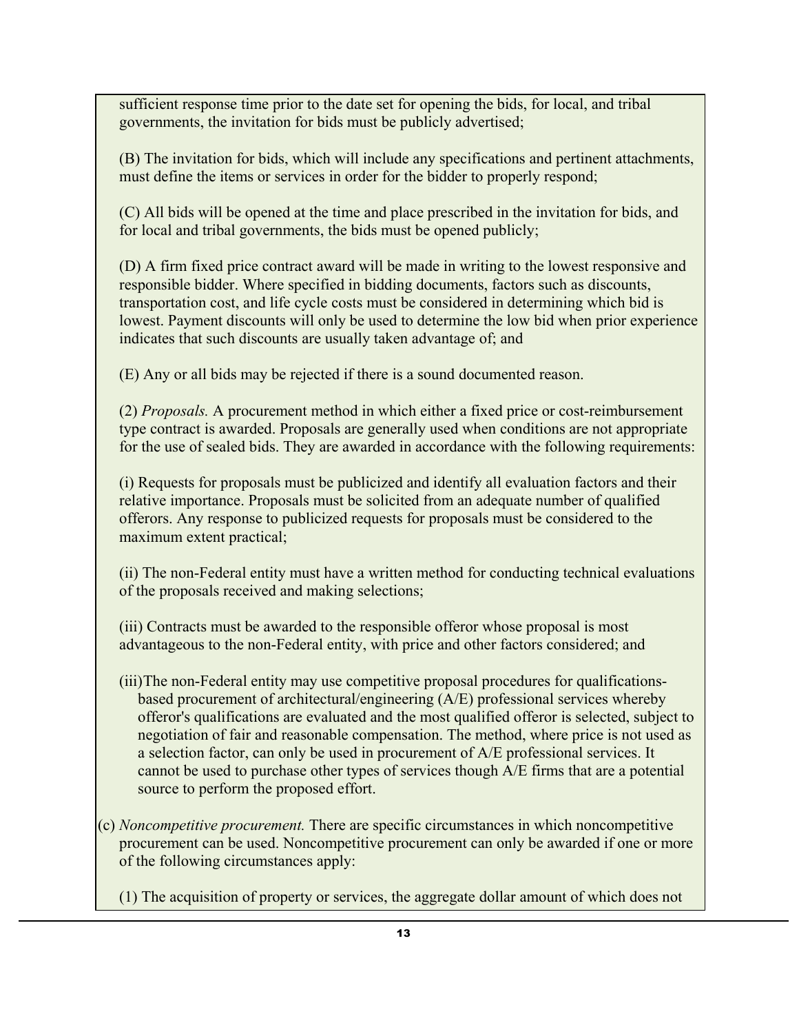sufficient response time prior to the date set for opening the bids, for local, and tribal governments, the invitation for bids must be publicly advertised;

(B) The invitation for bids, which will include any specifications and pertinent attachments, must define the items or services in order for the bidder to properly respond;

(C) All bids will be opened at the time and place prescribed in the invitation for bids, and for local and tribal governments, the bids must be opened publicly;

(D) A firm fixed price contract award will be made in writing to the lowest responsive and responsible bidder. Where specified in bidding documents, factors such as discounts, transportation cost, and life cycle costs must be considered in determining which bid is lowest. Payment discounts will only be used to determine the low bid when prior experience indicates that such discounts are usually taken advantage of; and

(E) Any or all bids may be rejected if there is a sound documented reason.

(2) *Proposals.* A procurement method in which either a fixed price or cost-reimbursement type contract is awarded. Proposals are generally used when conditions are not appropriate for the use of sealed bids. They are awarded in accordance with the following requirements:

(i) Requests for proposals must be publicized and identify all evaluation factors and their relative importance. Proposals must be solicited from an adequate number of qualified offerors. Any response to publicized requests for proposals must be considered to the maximum extent practical;

(ii) The non-Federal entity must have a written method for conducting technical evaluations of the proposals received and making selections;

(iii) Contracts must be awarded to the responsible offeror whose proposal is most advantageous to the non-Federal entity, with price and other factors considered; and

(iii)The non-Federal entity may use competitive proposal procedures for qualifications-based procurement of architectural/engineering (A/E) professional services whereby offeror's qualifications are evaluated and the most qualified offeror is selected, subject to negotiation of fair and reasonable compensation. The method, where price is not used as a selection factor, can only be used in procurement of A/E professional services. It cannot be used to purchase other types of services though A/E firms that are a potential source to perform the proposed effort.

(c) *Noncompetitive procurement.* There are specific circumstances in which noncompetitive procurement can be used. Noncompetitive procurement can only be awarded if one or more of the following circumstances apply:

(1) The acquisition of property or services, the aggregate dollar amount of which does not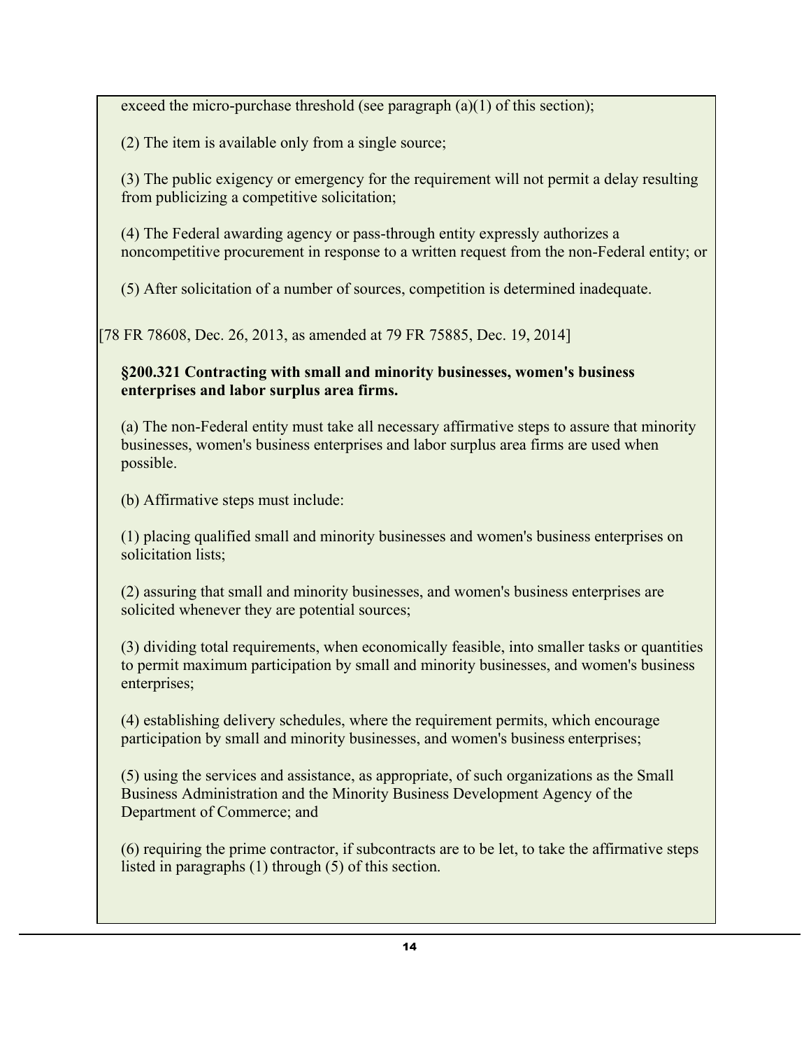exceed the micro-purchase threshold (see paragraph (a)(1) of this section);

(2) The item is available only from a single source;

(3) The public exigency or emergency for the requirement will not permit a delay resulting from publicizing a competitive solicitation;

(4) The Federal awarding agency or pass-through entity expressly authorizes a noncompetitive procurement in response to a written request from the non-Federal entity; or

(5) After solicitation of a number of sources, competition is determined inadequate.

[78 FR 78608, Dec. 26, 2013, as amended at 79 FR 75885, Dec. 19, 2014]

**§200.321 Contracting with small and minority businesses, women's business enterprises and labor surplus area firms.**

(a) The non-Federal entity must take all necessary affirmative steps to assure that minority businesses, women's business enterprises and labor surplus area firms are used when possible.

(b) Affirmative steps must include:

(1) placing qualified small and minority businesses and women's business enterprises on solicitation lists;

(2) assuring that small and minority businesses, and women's business enterprises are solicited whenever they are potential sources;

(3) dividing total requirements, when economically feasible, into smaller tasks or quantities to permit maximum participation by small and minority businesses, and women's business enterprises;

(4) establishing delivery schedules, where the requirement permits, which encourage participation by small and minority businesses, and women's business enterprises;

(5) using the services and assistance, as appropriate, of such organizations as the Small Business Administration and the Minority Business Development Agency of the Department of Commerce; and

(6) requiring the prime contractor, if subcontracts are to be let, to take the affirmative steps listed in paragraphs (1) through (5) of this section.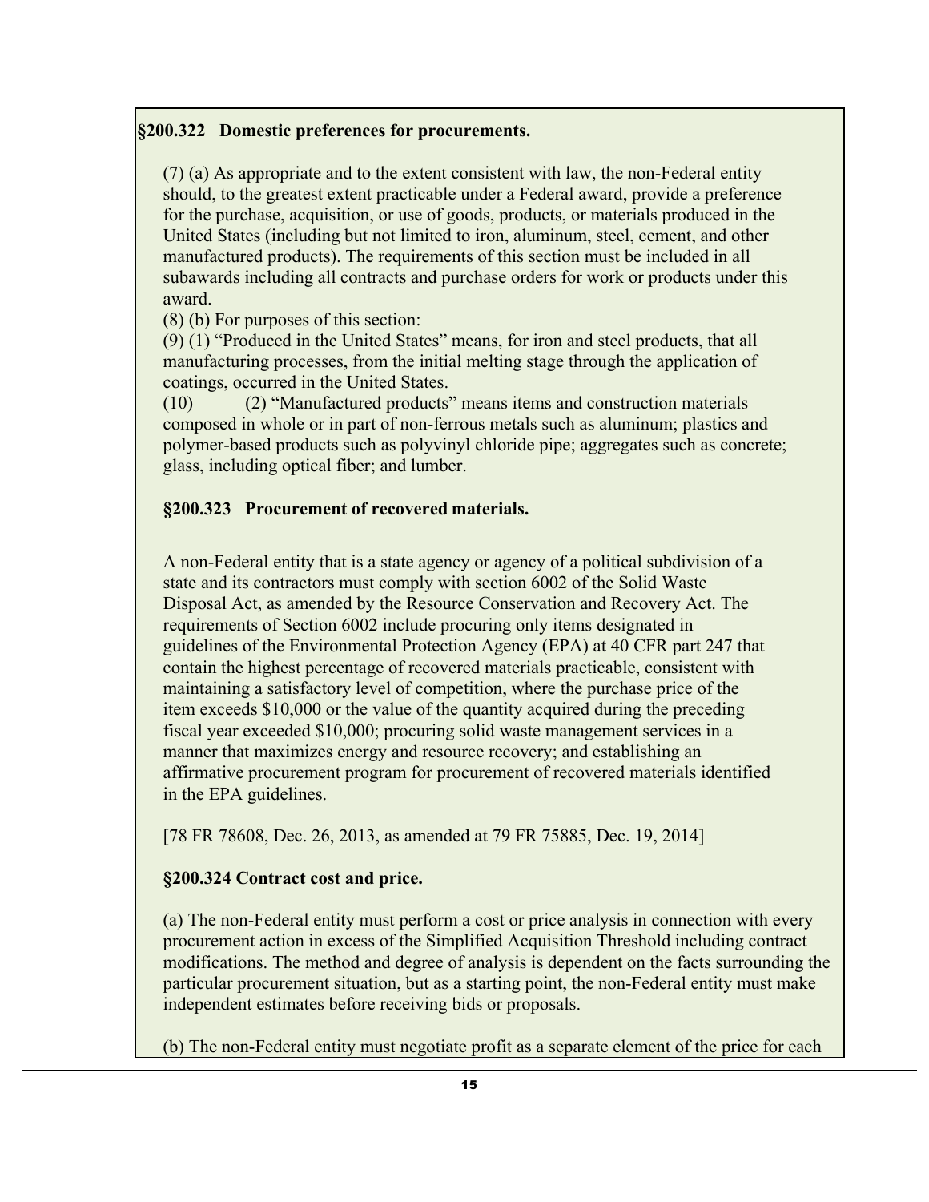**§200.322 Domestic preferences for procurements.**

(7) (a) As appropriate and to the extent consistent with law, the non-Federal entity should, to the greatest extent practicable under a Federal award, provide a preference for the purchase, acquisition, or use of goods, products, or materials produced in the United States (including but not limited to iron, aluminum, steel, cement, and other manufactured products). The requirements of this section must be included in all subawards including all contracts and purchase orders for work or products under this award.

(8) (b) For purposes of this section:

(9) (1) "Produced in the United States" means, for iron and steel products, that all manufacturing processes, from the initial melting stage through the application of coatings, occurred in the United States.

(10) (2) "Manufactured products" means items and construction materials composed in whole or in part of non-ferrous metals such as aluminum; plastics and polymer-based products such as polyvinyl chloride pipe; aggregates such as concrete; glass, including optical fiber; and lumber.

**§200.323 Procurement of recovered materials.**

A non-Federal entity that is a state agency or agency of a political subdivision of a state and its contractors must comply with section 6002 of the Solid Waste Disposal Act, as amended by the Resource Conservation and Recovery Act. The requirements of Section 6002 include procuring only items designated in guidelines of the Environmental Protection Agency (EPA) at 40 CFR part 247 that contain the highest percentage of recovered materials practicable, consistent with maintaining a satisfactory level of competition, where the purchase price of the item exceeds $10,000 or the value of the quantity acquired during the preceding fiscal year exceeded $10,000; procuring solid waste management services in a manner that maximizes energy and resource recovery; and establishing an affirmative procurement program for procurement of recovered materials identified in the EPA guidelines.

[78 FR 78608, Dec. 26, 2013, as amended at 79 FR 75885, Dec. 19, 2014]

**§200.324 Contract cost and price.**

(a) The non-Federal entity must perform a cost or price analysis in connection with every procurement action in excess of the Simplified Acquisition Threshold including contract modifications. The method and degree of analysis is dependent on the facts surrounding the particular procurement situation, but as a starting point, the non-Federal entity must make independent estimates before receiving bids or proposals.

(b) The non-Federal entity must negotiate profit as a separate element of the price for each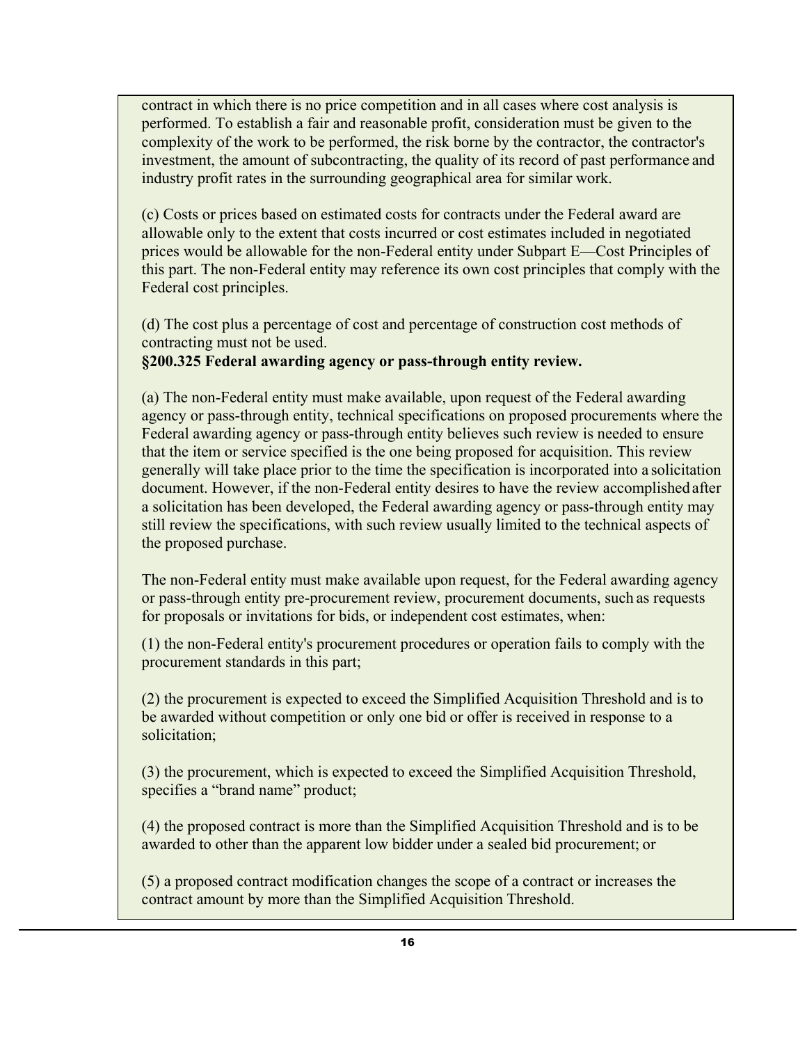contract in which there is no price competition and in all cases where cost analysis is performed. To establish a fair and reasonable profit, consideration must be given to the complexity of the work to be performed, the risk borne by the contractor, the contractor's investment, the amount of subcontracting, the quality of its record of past performance and industry profit rates in the surrounding geographical area for similar work.

(c) Costs or prices based on estimated costs for contracts under the Federal award are allowable only to the extent that costs incurred or cost estimates included in negotiated prices would be allowable for the non-Federal entity under Subpart E—Cost Principles of this part. The non-Federal entity may reference its own cost principles that comply with the Federal cost principles.

(d) The cost plus a percentage of cost and percentage of construction cost methods of contracting must not be used.

**§200.325 Federal awarding agency or pass-through entity review.**

(a) The non-Federal entity must make available, upon request of the Federal awarding agency or pass-through entity, technical specifications on proposed procurements where the Federal awarding agency or pass-through entity believes such review is needed to ensure that the item or service specified is the one being proposed for acquisition. This review generally will take place prior to the time the specification is incorporated into a solicitation document. However, if the non-Federal entity desires to have the review accomplished after a solicitation has been developed, the Federal awarding agency or pass-through entity may still review the specifications, with such review usually limited to the technical aspects of the proposed purchase.

The non-Federal entity must make available upon request, for the Federal awarding agency or pass-through entity pre-procurement review, procurement documents, such as requests for proposals or invitations for bids, or independent cost estimates, when:

(1) the non-Federal entity's procurement procedures or operation fails to comply with the procurement standards in this part;

(2) the procurement is expected to exceed the Simplified Acquisition Threshold and is to be awarded without competition or only one bid or offer is received in response to a solicitation;

(3) the procurement, which is expected to exceed the Simplified Acquisition Threshold, specifies a "brand name" product;

(4) the proposed contract is more than the Simplified Acquisition Threshold and is to be awarded to other than the apparent low bidder under a sealed bid procurement; or

(5) a proposed contract modification changes the scope of a contract or increases the contract amount by more than the Simplified Acquisition Threshold.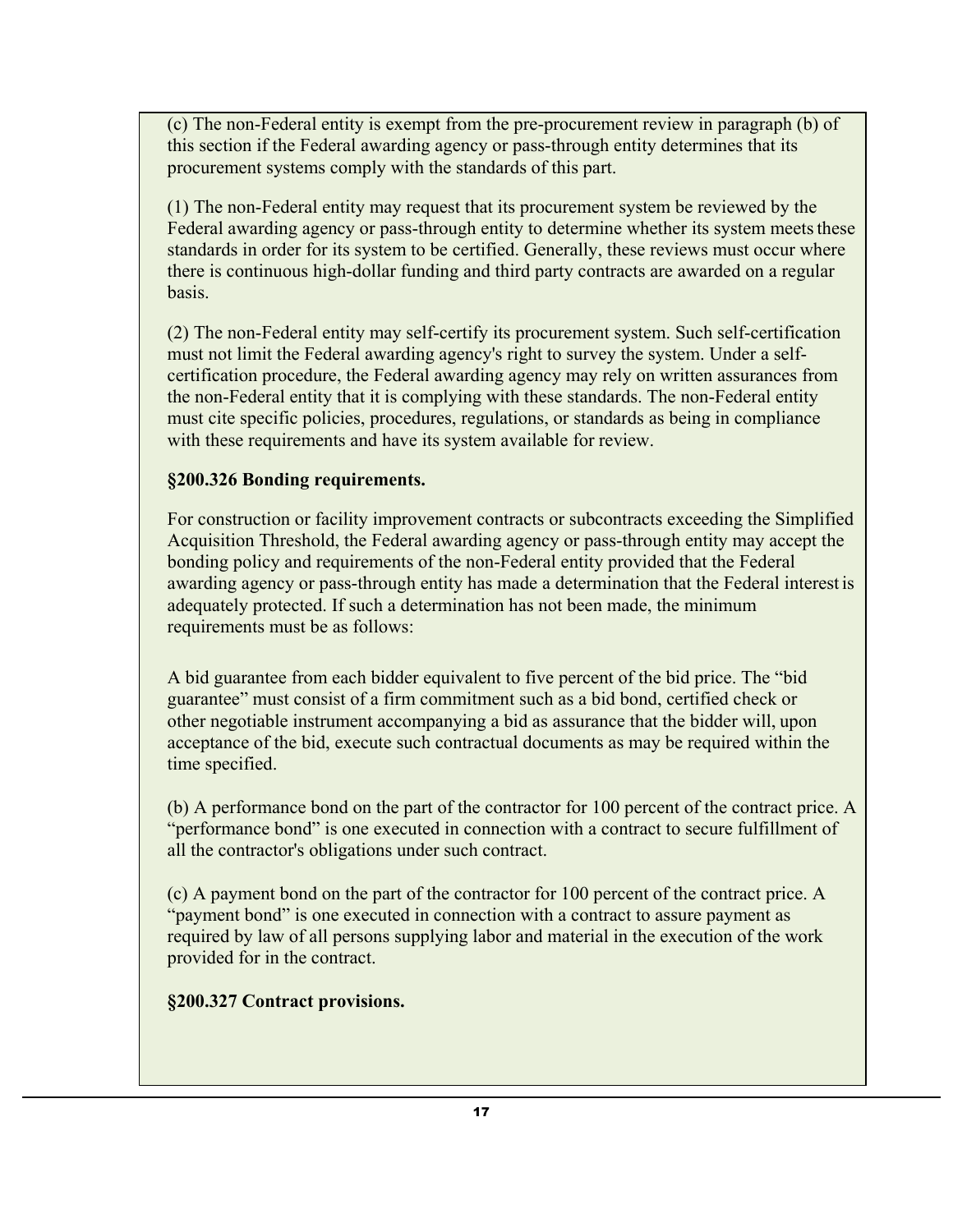(c) The non-Federal entity is exempt from the pre-procurement review in paragraph (b) of this section if the Federal awarding agency or pass-through entity determines that its procurement systems comply with the standards of this part.

(1) The non-Federal entity may request that its procurement system be reviewed by the Federal awarding agency or pass-through entity to determine whether its system meets these standards in order for its system to be certified. Generally, these reviews must occur where there is continuous high-dollar funding and third party contracts are awarded on a regular basis.

(2) The non-Federal entity may self-certify its procurement system. Such self-certification must not limit the Federal awarding agency's right to survey the system. Under a self-certification procedure, the Federal awarding agency may rely on written assurances from the non-Federal entity that it is complying with these standards. The non-Federal entity must cite specific policies, procedures, regulations, or standards as being in compliance with these requirements and have its system available for review.

**§200.326 Bonding requirements.**

For construction or facility improvement contracts or subcontracts exceeding the Simplified Acquisition Threshold, the Federal awarding agency or pass-through entity may accept the bonding policy and requirements of the non-Federal entity provided that the Federal awarding agency or pass-through entity has made a determination that the Federal interest is adequately protected. If such a determination has not been made, the minimum requirements must be as follows:

A bid guarantee from each bidder equivalent to five percent of the bid price. The "bid guarantee" must consist of a firm commitment such as a bid bond, certified check or other negotiable instrument accompanying a bid as assurance that the bidder will, upon acceptance of the bid, execute such contractual documents as may be required within the time specified.

(b) A performance bond on the part of the contractor for 100 percent of the contract price. A "performance bond" is one executed in connection with a contract to secure fulfillment of all the contractor's obligations under such contract.

(c) A payment bond on the part of the contractor for 100 percent of the contract price. A "payment bond" is one executed in connection with a contract to assure payment as required by law of all persons supplying labor and material in the execution of the work provided for in the contract.

**§200.327 Contract provisions.**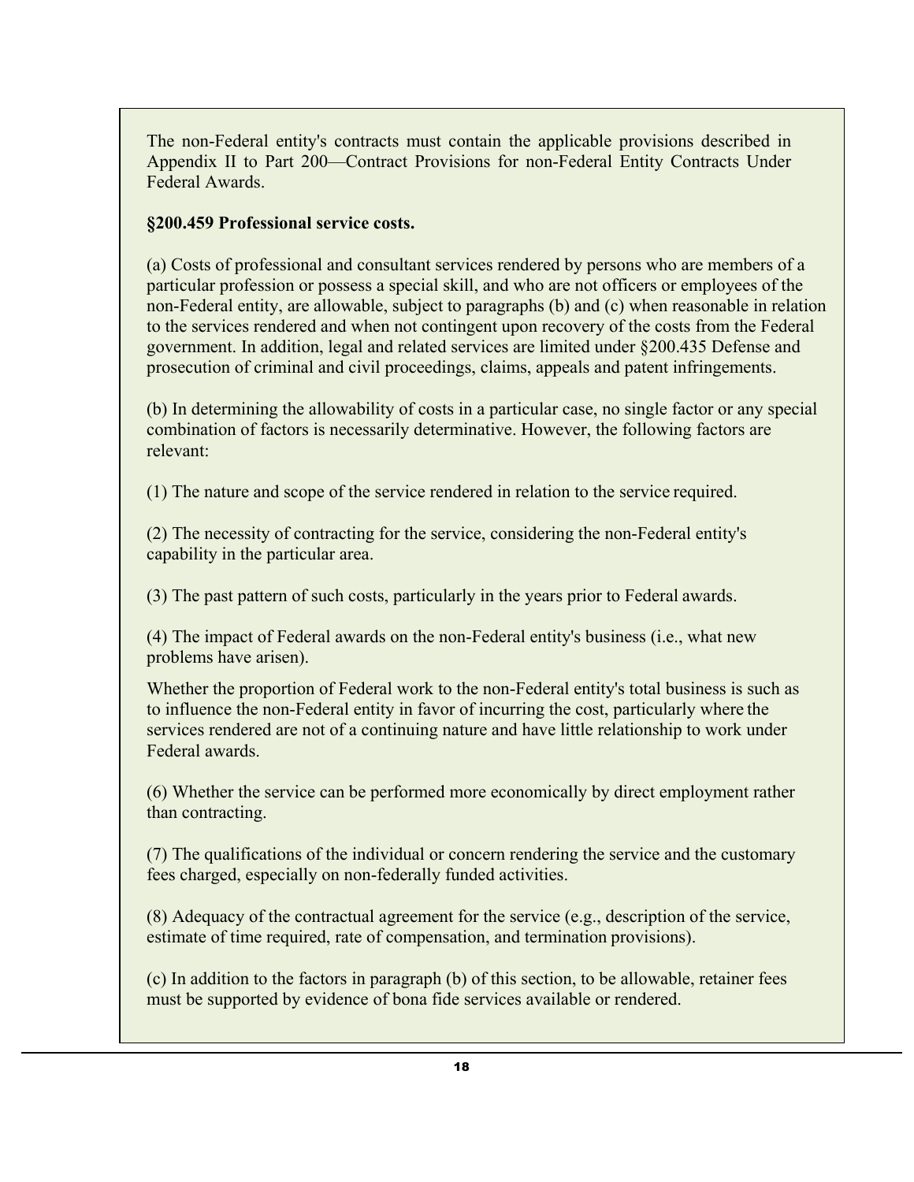The non-Federal entity's contracts must contain the applicable provisions described in Appendix II to Part 200—Contract Provisions for non-Federal Entity Contracts Under Federal Awards.

**§200.459 Professional service costs.**

(a) Costs of professional and consultant services rendered by persons who are members of a particular profession or possess a special skill, and who are not officers or employees of the non-Federal entity, are allowable, subject to paragraphs (b) and (c) when reasonable in relation to the services rendered and when not contingent upon recovery of the costs from the Federal government. In addition, legal and related services are limited under §200.435 Defense and prosecution of criminal and civil proceedings, claims, appeals and patent infringements.

(b) In determining the allowability of costs in a particular case, no single factor or any special combination of factors is necessarily determinative. However, the following factors are relevant:

(1) The nature and scope of the service rendered in relation to the service required.

(2) The necessity of contracting for the service, considering the non-Federal entity's capability in the particular area.

(3) The past pattern of such costs, particularly in the years prior to Federal awards.

(4) The impact of Federal awards on the non-Federal entity's business (i.e., what new problems have arisen).

Whether the proportion of Federal work to the non-Federal entity's total business is such as to influence the non-Federal entity in favor of incurring the cost, particularly where the services rendered are not of a continuing nature and have little relationship to work under Federal awards.

(6) Whether the service can be performed more economically by direct employment rather than contracting.

(7) The qualifications of the individual or concern rendering the service and the customary fees charged, especially on non-federally funded activities.

(8) Adequacy of the contractual agreement for the service (e.g., description of the service, estimate of time required, rate of compensation, and termination provisions).

(c) In addition to the factors in paragraph (b) of this section, to be allowable, retainer fees must be supported by evidence of bona fide services available or rendered.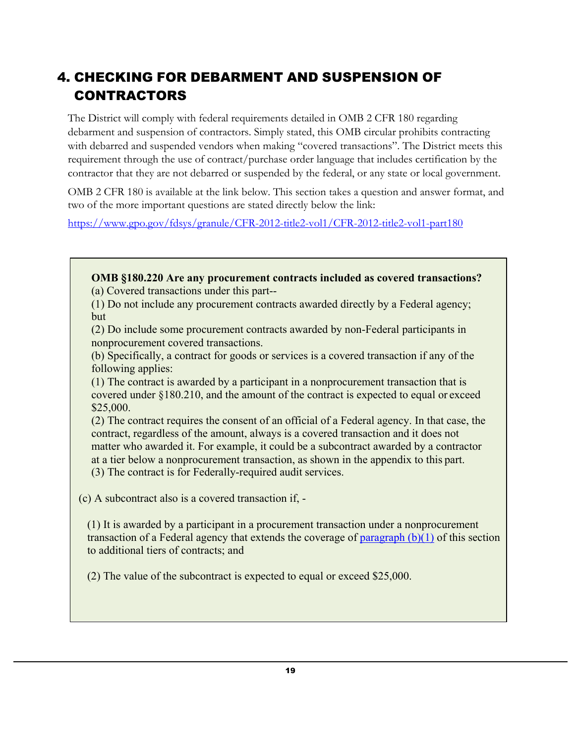# 4. CHECKING FOR DEBARMENT AND SUSPENSION OF CONTRACTORS

The District will comply with federal requirements detailed in OMB 2 CFR 180 regarding debarment and suspension of contractors. Simply stated, this OMB circular prohibits contracting with debarred and suspended vendors when making "covered transactions". The District meets this requirement through the use of contract/purchase order language that includes certification by the contractor that they are not debarred or suspended by the federal, or any state or local government.

OMB 2 CFR 180 is available at the link below. This section takes a question and answer format, and two of the more important questions are stated directly below the link:

https://www.gpo.gov/fdsys/granule/CFR-2012-title2-vol1/CFR-2012-title2-vol1-part180

**OMB §180.220 Are any procurement contracts included as covered transactions?**

(a) Covered transactions under this part--

(1) Do not include any procurement contracts awarded directly by a Federal agency; but

(2) Do include some procurement contracts awarded by non-Federal participants in nonprocurement covered transactions.

(b) Specifically, a contract for goods or services is a covered transaction if any of the following applies:

(1) The contract is awarded by a participant in a nonprocurement transaction that is covered under §180.210, and the amount of the contract is expected to equal or exceed $25,000.

(2) The contract requires the consent of an official of a Federal agency. In that case, the contract, regardless of the amount, always is a covered transaction and it does not matter who awarded it. For example, it could be a subcontract awarded by a contractor at a tier below a nonprocurement transaction, as shown in the appendix to this part.

(3) The contract is for Federally-required audit services.

(c) A subcontract also is a covered transaction if, -

(1) It is awarded by a participant in a procurement transaction under a nonprocurement transaction of a Federal agency that extends the coverage of paragraph (b)(1) of this section to additional tiers of contracts; and

(2) The value of the subcontract is expected to equal or exceed $25,000.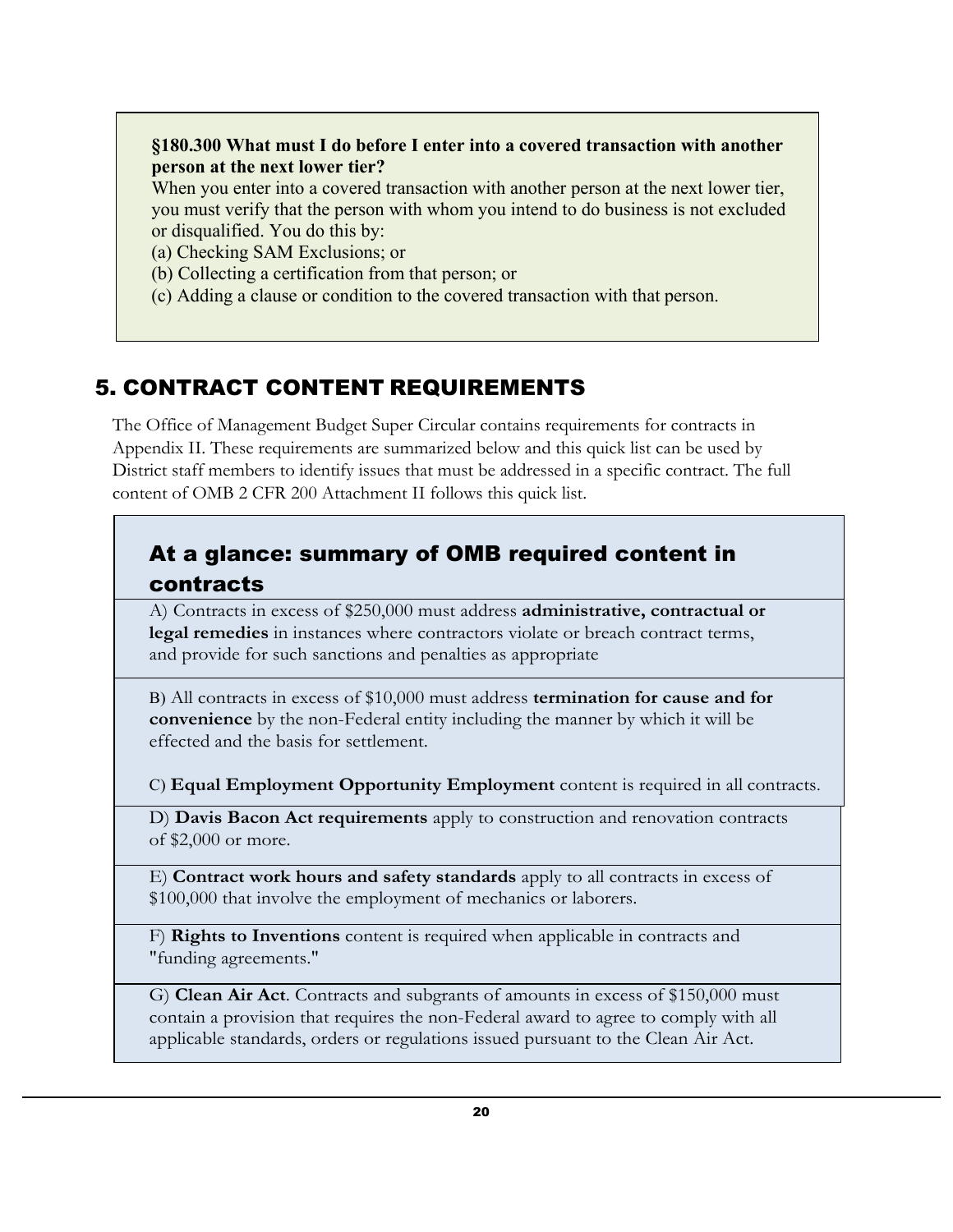**§180.300 What must I do before I enter into a covered transaction with another person at the next lower tier?**

When you enter into a covered transaction with another person at the next lower tier, you must verify that the person with whom you intend to do business is not excluded or disqualified. You do this by:

(a) Checking SAM Exclusions; or

(b) Collecting a certification from that person; or

(c) Adding a clause or condition to the covered transaction with that person.

## 5. CONTRACT CONTENT REQUIREMENTS

The Office of Management Budget Super Circular contains requirements for contracts in Appendix II. These requirements are summarized below and this quick list can be used by District staff members to identify issues that must be addressed in a specific contract. The full content of OMB 2 CFR 200 Attachment II follows this quick list.

### At a glance: summary of OMB required content in contracts

A) Contracts in excess of $250,000 must address **administrative, contractual or legal remedies** in instances where contractors violate or breach contract terms, and provide for such sanctions and penalties as appropriate

B) All contracts in excess of $10,000 must address **termination for cause and for convenience** by the non-Federal entity including the manner by which it will be effected and the basis for settlement.

C) **Equal Employment Opportunity Employment** content is required in all contracts.

D) **Davis Bacon Act requirements** apply to construction and renovation contracts of $2,000 or more.

E) **Contract work hours and safety standards** apply to all contracts in excess of $100,000 that involve the employment of mechanics or laborers.

F) **Rights to Inventions** content is required when applicable in contracts and "funding agreements."

G) **Clean Air Act**. Contracts and subgrants of amounts in excess of $150,000 must contain a provision that requires the non-Federal award to agree to comply with all applicable standards, orders or regulations issued pursuant to the Clean Air Act.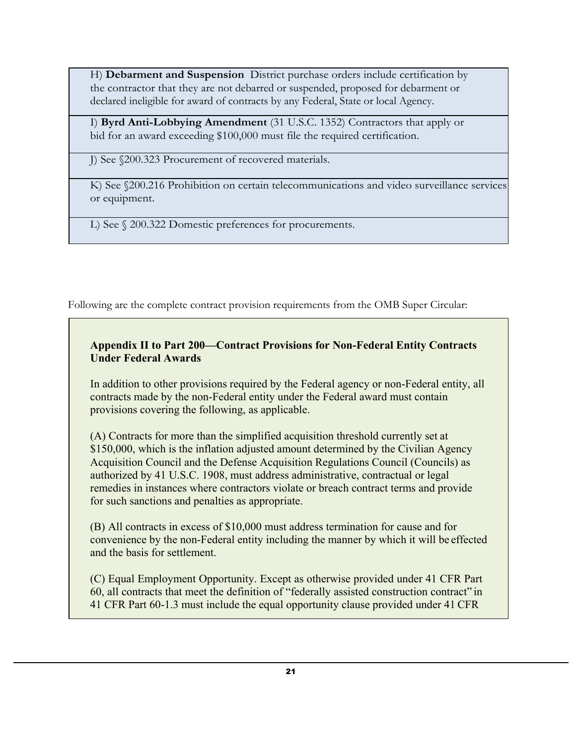H) **Debarment and Suspension** District purchase orders include certification by the contractor that they are not debarred or suspended, proposed for debarment or declared ineligible for award of contracts by any Federal, State or local Agency.

I) **Byrd Anti-Lobbying Amendment** (31 U.S.C. 1352) Contractors that apply or bid for an award exceeding $100,000 must file the required certification.

J) See §200.323 Procurement of recovered materials.

K) See §200.216 Prohibition on certain telecommunications and video surveillance services or equipment.

L) See § 200.322 Domestic preferences for procurements.

Following are the complete contract provision requirements from the OMB Super Circular:

**Appendix II to Part 200—Contract Provisions for Non-Federal Entity Contracts Under Federal Awards**

In addition to other provisions required by the Federal agency or non-Federal entity, all contracts made by the non-Federal entity under the Federal award must contain provisions covering the following, as applicable.

(A) Contracts for more than the simplified acquisition threshold currently set at $150,000, which is the inflation adjusted amount determined by the Civilian Agency Acquisition Council and the Defense Acquisition Regulations Council (Councils) as authorized by 41 U.S.C. 1908, must address administrative, contractual or legal remedies in instances where contractors violate or breach contract terms and provide for such sanctions and penalties as appropriate.

(B) All contracts in excess of $10,000 must address termination for cause and for convenience by the non-Federal entity including the manner by which it will be effected and the basis for settlement.

(C) Equal Employment Opportunity. Except as otherwise provided under 41 CFR Part 60, all contracts that meet the definition of "federally assisted construction contract" in 41 CFR Part 60-1.3 must include the equal opportunity clause provided under 41 CFR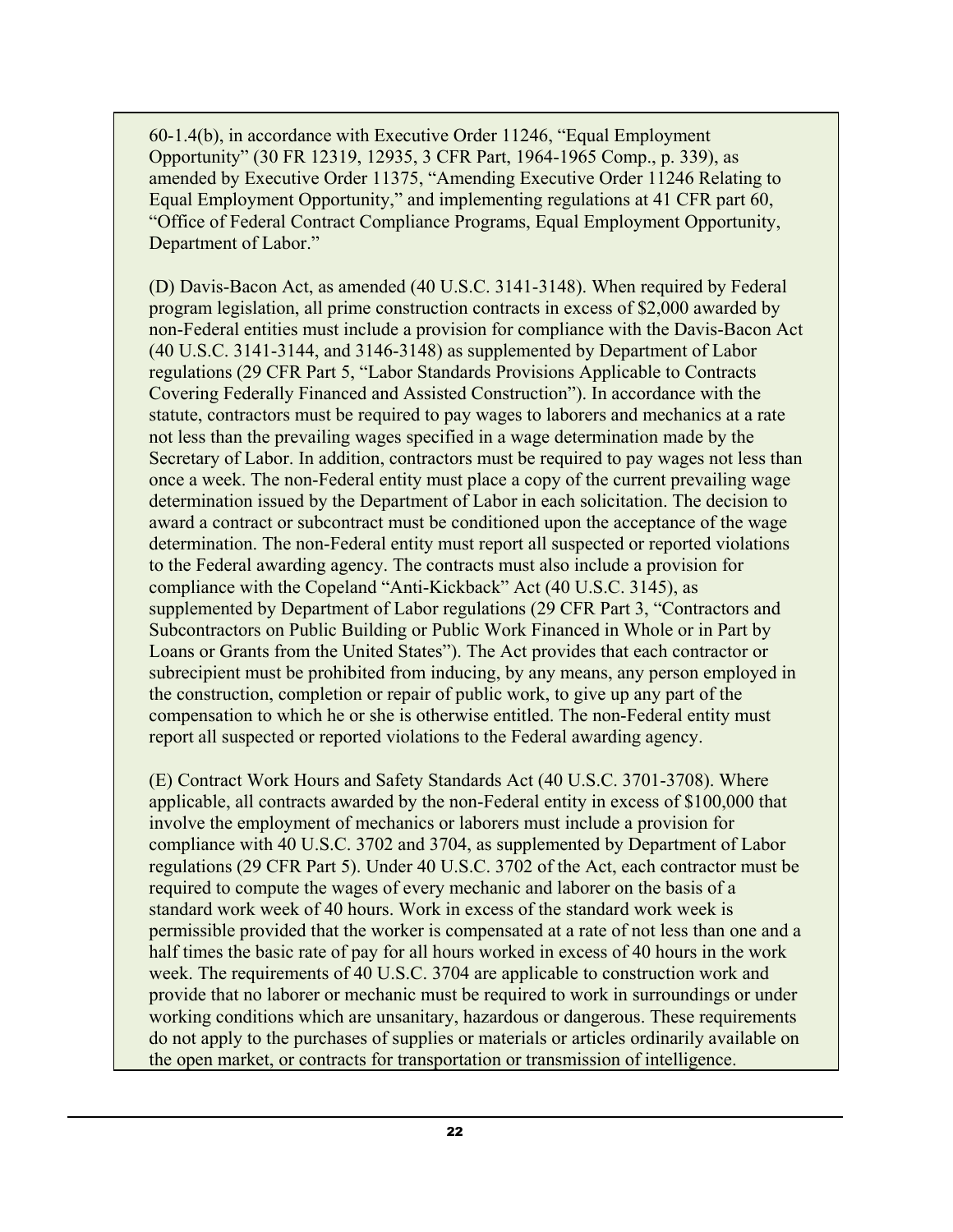60-1.4(b), in accordance with Executive Order 11246, “Equal Employment Opportunity” (30 FR 12319, 12935, 3 CFR Part, 1964-1965 Comp., p. 339), as amended by Executive Order 11375, “Amending Executive Order 11246 Relating to Equal Employment Opportunity,” and implementing regulations at 41 CFR part 60, “Office of Federal Contract Compliance Programs, Equal Employment Opportunity, Department of Labor.”

(D) Davis-Bacon Act, as amended (40 U.S.C. 3141-3148). When required by Federal program legislation, all prime construction contracts in excess of $2,000 awarded by non-Federal entities must include a provision for compliance with the Davis-Bacon Act (40 U.S.C. 3141-3144, and 3146-3148) as supplemented by Department of Labor regulations (29 CFR Part 5, “Labor Standards Provisions Applicable to Contracts Covering Federally Financed and Assisted Construction”). In accordance with the statute, contractors must be required to pay wages to laborers and mechanics at a rate not less than the prevailing wages specified in a wage determination made by the Secretary of Labor. In addition, contractors must be required to pay wages not less than once a week. The non-Federal entity must place a copy of the current prevailing wage determination issued by the Department of Labor in each solicitation. The decision to award a contract or subcontract must be conditioned upon the acceptance of the wage determination. The non-Federal entity must report all suspected or reported violations to the Federal awarding agency. The contracts must also include a provision for compliance with the Copeland “Anti-Kickback” Act (40 U.S.C. 3145), as supplemented by Department of Labor regulations (29 CFR Part 3, “Contractors and Subcontractors on Public Building or Public Work Financed in Whole or in Part by Loans or Grants from the United States”). The Act provides that each contractor or subrecipient must be prohibited from inducing, by any means, any person employed in the construction, completion or repair of public work, to give up any part of the compensation to which he or she is otherwise entitled. The non-Federal entity must report all suspected or reported violations to the Federal awarding agency.

(E) Contract Work Hours and Safety Standards Act (40 U.S.C. 3701-3708). Where applicable, all contracts awarded by the non-Federal entity in excess of $100,000 that involve the employment of mechanics or laborers must include a provision for compliance with 40 U.S.C. 3702 and 3704, as supplemented by Department of Labor regulations (29 CFR Part 5). Under 40 U.S.C. 3702 of the Act, each contractor must be required to compute the wages of every mechanic and laborer on the basis of a standard work week of 40 hours. Work in excess of the standard work week is permissible provided that the worker is compensated at a rate of not less than one and a half times the basic rate of pay for all hours worked in excess of 40 hours in the work week. The requirements of 40 U.S.C. 3704 are applicable to construction work and provide that no laborer or mechanic must be required to work in surroundings or under working conditions which are unsanitary, hazardous or dangerous. These requirements do not apply to the purchases of supplies or materials or articles ordinarily available on the open market, or contracts for transportation or transmission of intelligence.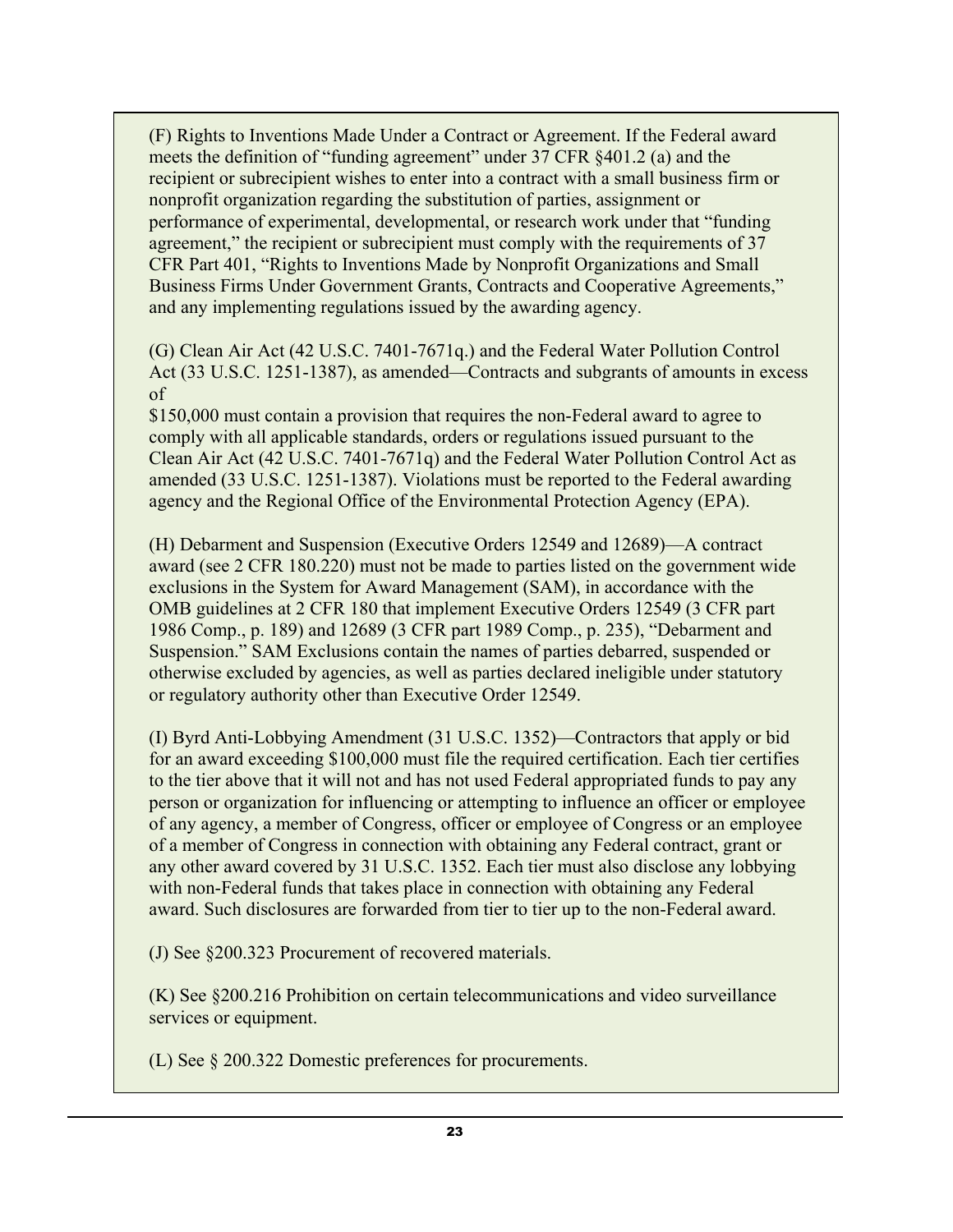(F) Rights to Inventions Made Under a Contract or Agreement. If the Federal award meets the definition of "funding agreement" under 37 CFR §401.2 (a) and the recipient or subrecipient wishes to enter into a contract with a small business firm or nonprofit organization regarding the substitution of parties, assignment or performance of experimental, developmental, or research work under that "funding agreement," the recipient or subrecipient must comply with the requirements of 37 CFR Part 401, "Rights to Inventions Made by Nonprofit Organizations and Small Business Firms Under Government Grants, Contracts and Cooperative Agreements," and any implementing regulations issued by the awarding agency.

(G) Clean Air Act (42 U.S.C. 7401-7671q.) and the Federal Water Pollution Control Act (33 U.S.C. 1251-1387), as amended—Contracts and subgrants of amounts in excess of
$150,000 must contain a provision that requires the non-Federal award to agree to comply with all applicable standards, orders or regulations issued pursuant to the Clean Air Act (42 U.S.C. 7401-7671q) and the Federal Water Pollution Control Act as amended (33 U.S.C. 1251-1387). Violations must be reported to the Federal awarding agency and the Regional Office of the Environmental Protection Agency (EPA).

(H) Debarment and Suspension (Executive Orders 12549 and 12689)—A contract award (see 2 CFR 180.220) must not be made to parties listed on the government wide exclusions in the System for Award Management (SAM), in accordance with the OMB guidelines at 2 CFR 180 that implement Executive Orders 12549 (3 CFR part 1986 Comp., p. 189) and 12689 (3 CFR part 1989 Comp., p. 235), "Debarment and Suspension." SAM Exclusions contain the names of parties debarred, suspended or otherwise excluded by agencies, as well as parties declared ineligible under statutory or regulatory authority other than Executive Order 12549.

(I) Byrd Anti-Lobbying Amendment (31 U.S.C. 1352)—Contractors that apply or bid for an award exceeding $100,000 must file the required certification. Each tier certifies to the tier above that it will not and has not used Federal appropriated funds to pay any person or organization for influencing or attempting to influence an officer or employee of any agency, a member of Congress, officer or employee of Congress or an employee of a member of Congress in connection with obtaining any Federal contract, grant or any other award covered by 31 U.S.C. 1352. Each tier must also disclose any lobbying with non-Federal funds that takes place in connection with obtaining any Federal award. Such disclosures are forwarded from tier to tier up to the non-Federal award.

(J) See §200.323 Procurement of recovered materials.

(K) See §200.216 Prohibition on certain telecommunications and video surveillance services or equipment.

(L) See § 200.322 Domestic preferences for procurements.